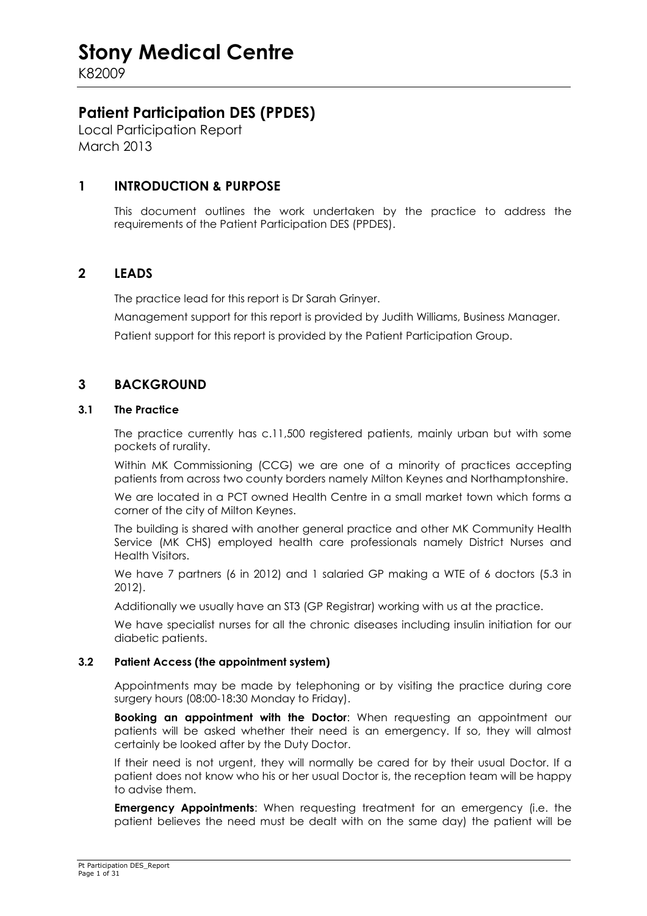# Stony Medical Centre

K82009

## Patient Participation DES (PPDES)

Local Participation Report
March 2013

## 1 INTRODUCTION & PURPOSE

This document outlines the work undertaken by the practice to address the requirements of the Patient Participation DES (PPDES).

## 2 LEADS

The practice lead for this report is Dr Sarah Grinyer.

Management support for this report is provided by Judith Williams, Business Manager.

Patient support for this report is provided by the Patient Participation Group.

## 3 BACKGROUND

### 3.1 The Practice

The practice currently has c.11,500 registered patients, mainly urban but with some pockets of rurality.

Within MK Commissioning (CCG) we are one of a minority of practices accepting patients from across two county borders namely Milton Keynes and Northamptonshire.

We are located in a PCT owned Health Centre in a small market town which forms a corner of the city of Milton Keynes.

The building is shared with another general practice and other MK Community Health Service (MK CHS) employed health care professionals namely District Nurses and Health Visitors.

We have 7 partners (6 in 2012) and 1 salaried GP making a WTE of 6 doctors (5.3 in 2012).

Additionally we usually have an ST3 (GP Registrar) working with us at the practice.

We have specialist nurses for all the chronic diseases including insulin initiation for our diabetic patients.

### 3.2 Patient Access (the appointment system)

Appointments may be made by telephoning or by visiting the practice during core surgery hours (08:00-18:30 Monday to Friday).

**Booking an appointment with the Doctor**: When requesting an appointment our patients will be asked whether their need is an emergency. If so, they will almost certainly be looked after by the Duty Doctor.

If their need is not urgent, they will normally be cared for by their usual Doctor. If a patient does not know who his or her usual Doctor is, the reception team will be happy to advise them.

**Emergency Appointments**: When requesting treatment for an emergency (i.e. the patient believes the need must be dealt with on the same day) the patient will be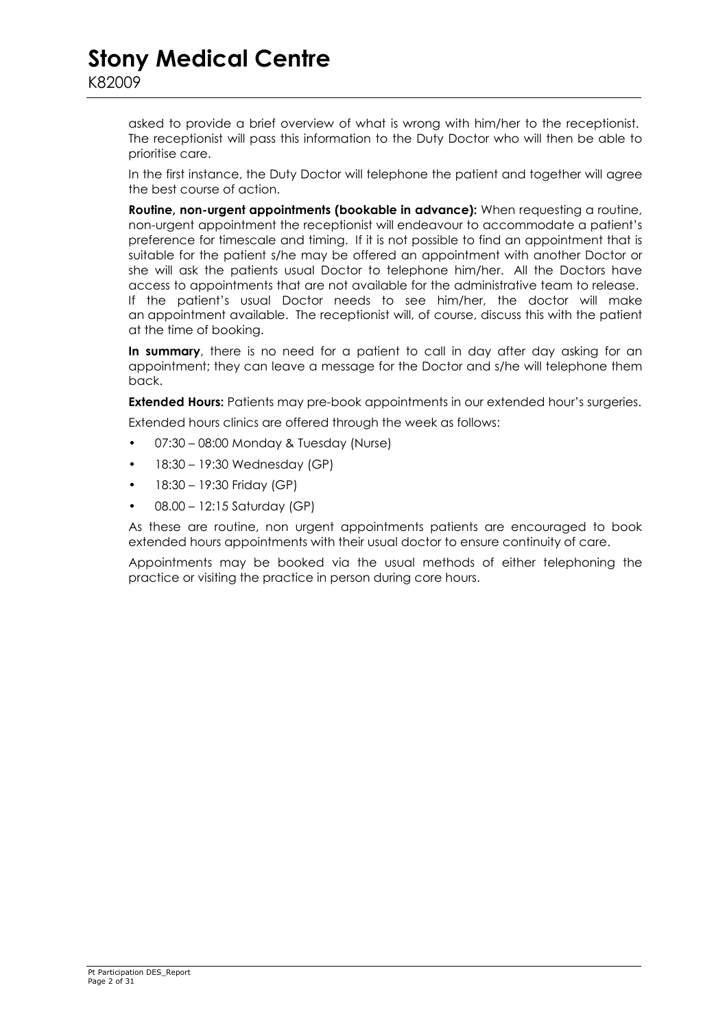asked to provide a brief overview of what is wrong with him/her to the receptionist. The receptionist will pass this information to the Duty Doctor who will then be able to prioritise care.

In the first instance, the Duty Doctor will telephone the patient and together will agree the best course of action.

**Routine, non-urgent appointments (bookable in advance):** When requesting a routine, non-urgent appointment the receptionist will endeavour to accommodate a patient's preference for timescale and timing. If it is not possible to find an appointment that is suitable for the patient s/he may be offered an appointment with another Doctor or she will ask the patients usual Doctor to telephone him/her. All the Doctors have access to appointments that are not available for the administrative team to release. If the patient's usual Doctor needs to see him/her, the doctor will make an appointment available. The receptionist will, of course, discuss this with the patient at the time of booking.

**In summary**, there is no need for a patient to call in day after day asking for an appointment; they can leave a message for the Doctor and s/he will telephone them back.

**Extended Hours:** Patients may pre-book appointments in our extended hour's surgeries.

Extended hours clinics are offered through the week as follows:

- 07:30 – 08:00 Monday & Tuesday (Nurse)
- 18:30 – 19:30 Wednesday (GP)
- 18:30 – 19:30 Friday (GP)
- 08.00 – 12:15 Saturday (GP)

As these are routine, non urgent appointments patients are encouraged to book extended hours appointments with their usual doctor to ensure continuity of care.

Appointments may be booked via the usual methods of either telephoning the practice or visiting the practice in person during core hours.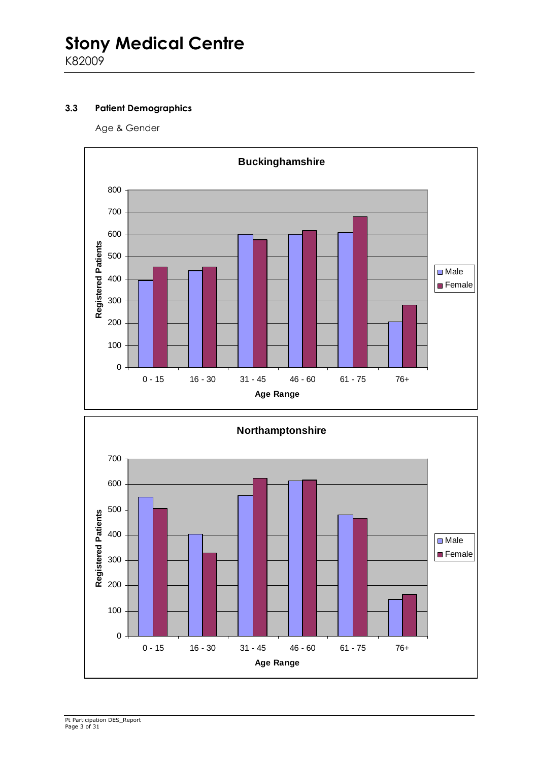### 3.3 Patient Demographics

Age & Gender

**Buckinghamshire**

Registered Patients

Age Range: 0 - 15, 16 - 30, 31 - 45, 46 - 60, 61 - 75, 76+

Male / Female

**Northamptonshire**

Registered Patients

Age Range: 0 - 15, 16 - 30, 31 - 45, 46 - 60, 61 - 75, 76+

Male / Female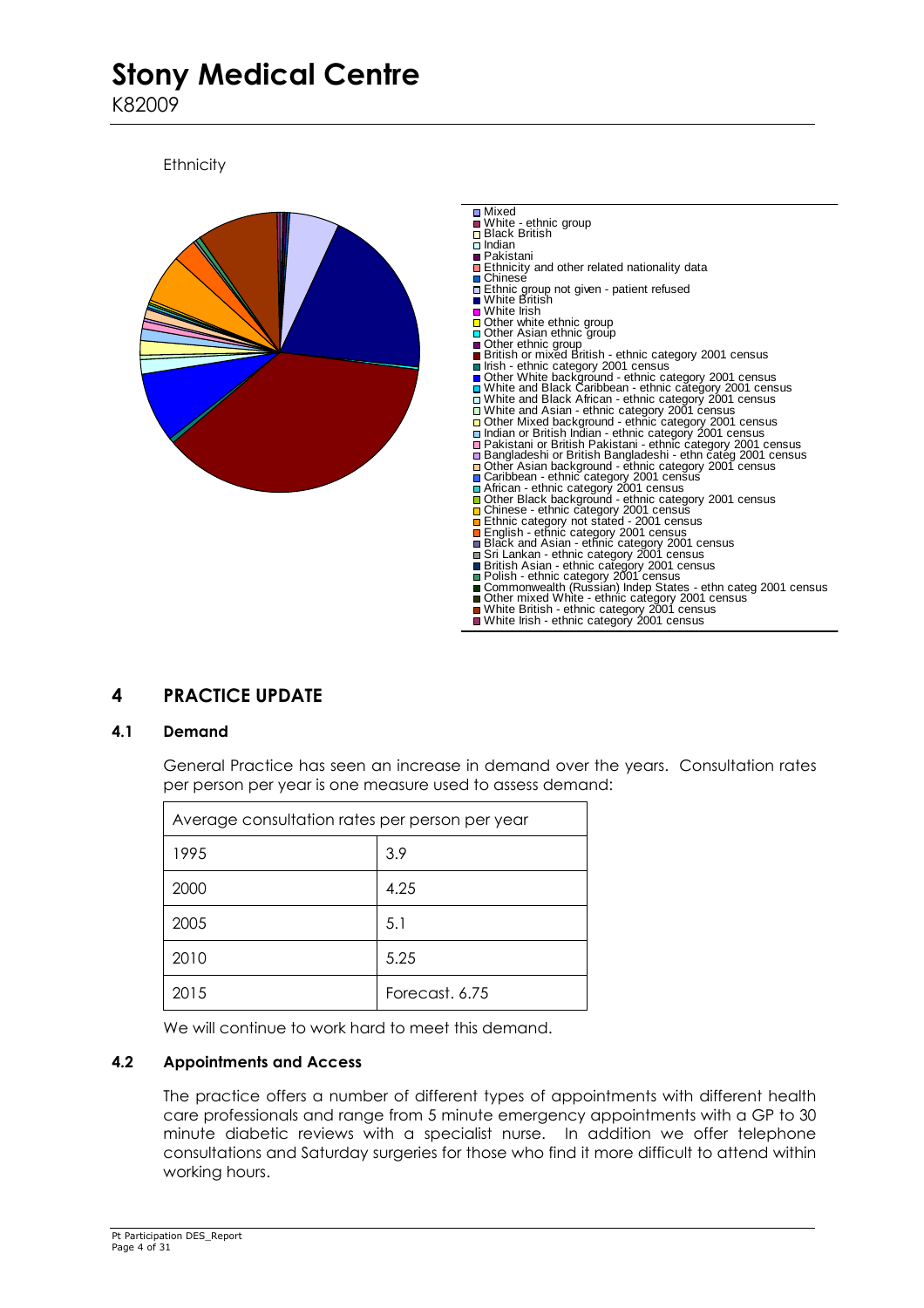# Stony Medical Centre

K82009

Ethnicity

- Mixed
- White - ethnic group
- Black British
- Indian
- Pakistani
- Ethnicity and other related nationality data
- Chinese
- Ethnic group not given - patient refused
- White British
- White Irish
- Other white ethnic group
- Other Asian ethnic group
- Other ethnic group
- British or mixed British - ethnic category 2001 census
- Irish - ethnic category 2001 census
- Other White background - ethnic category 2001 census
- White and Black Caribbean - ethnic category 2001 census
- White and Black African - ethnic category 2001 census
- White and Asian - ethnic category 2001 census
- Other Mixed background - ethnic category 2001 census
- Indian or British Indian - ethnic category 2001 census
- Pakistani or British Pakistani - ethnic category 2001 census
- Bangladeshi or British Bangladeshi - ethn categ 2001 census
- Other Asian background - ethnic category 2001 census
- Caribbean - ethnic category 2001 census
- African - ethnic category 2001 census
- Other Black background - ethnic category 2001 census
- Chinese - ethnic category 2001 census
- Ethnic category not stated - 2001 census
- English - ethnic category 2001 census
- Black and Asian - ethnic category 2001 census
- Sri Lankan - ethnic category 2001 census
- British Asian - ethnic category 2001 census
- Polish - ethnic category 2001 census
- Commonwealth (Russian) Indep States - ethn categ 2001 census
- Other mixed White - ethnic category 2001 census
- White British - ethnic category 2001 census
- White Irish - ethnic category 2001 census

## 4 PRACTICE UPDATE

### 4.1 Demand

General Practice has seen an increase in demand over the years. Consultation rates per person per year is one measure used to assess demand:

| Average consultation rates per person per year | |
|---|---|
| 1995 | 3.9 |
| 2000 | 4.25 |
| 2005 | 5.1 |
| 2010 | 5.25 |
| 2015 | Forecast. 6.75 |

We will continue to work hard to meet this demand.

### 4.2 Appointments and Access

The practice offers a number of different types of appointments with different health care professionals and range from 5 minute emergency appointments with a GP to 30 minute diabetic reviews with a specialist nurse. In addition we offer telephone consultations and Saturday surgeries for those who find it more difficult to attend within working hours.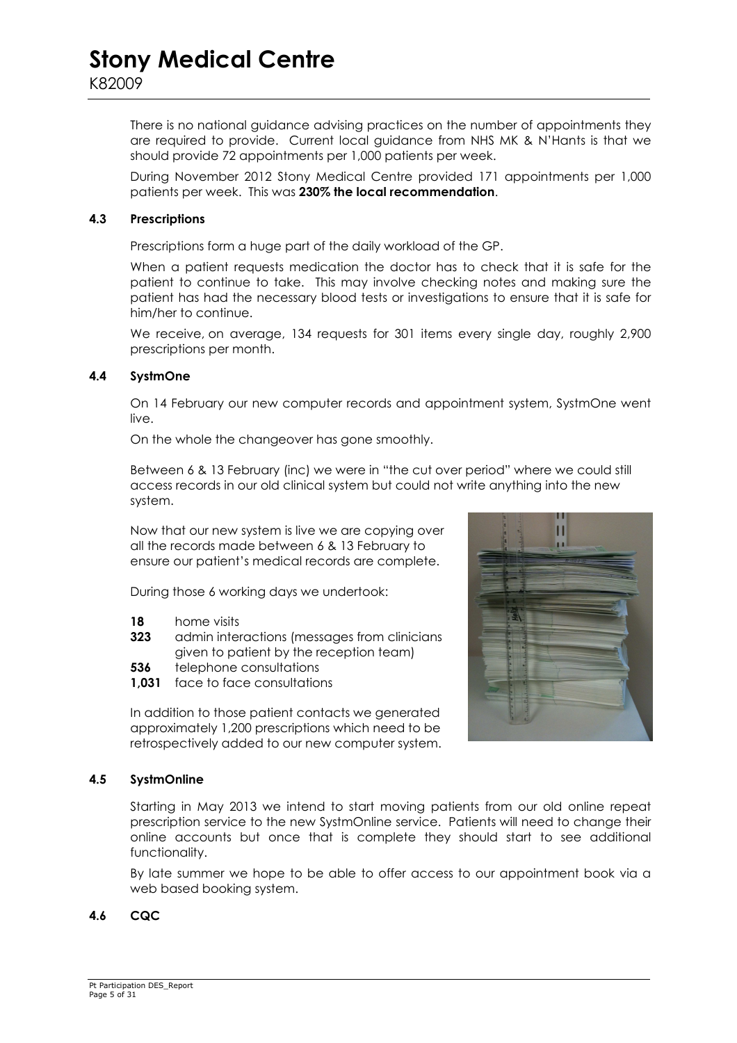There is no national guidance advising practices on the number of appointments they are required to provide. Current local guidance from NHS MK & N'Hants is that we should provide 72 appointments per 1,000 patients per week.

During November 2012 Stony Medical Centre provided 171 appointments per 1,000 patients per week. This was **230% the local recommendation**.

### 4.3 Prescriptions

Prescriptions form a huge part of the daily workload of the GP.

When a patient requests medication the doctor has to check that it is safe for the patient to continue to take. This may involve checking notes and making sure the patient has had the necessary blood tests or investigations to ensure that it is safe for him/her to continue.

We receive, on average, 134 requests for 301 items every single day, roughly 2,900 prescriptions per month.

### 4.4 SystmOne

On 14 February our new computer records and appointment system, SystmOne went live.

On the whole the changeover has gone smoothly.

Between 6 & 13 February (inc) we were in "the cut over period" where we could still access records in our old clinical system but could not write anything into the new system.

Now that our new system is live we are copying over all the records made between 6 & 13 February to ensure our patient's medical records are complete.

During those 6 working days we undertook:

- **18** home visits
- **323** admin interactions (messages from clinicians given to patient by the reception team)
- **536** telephone consultations
- **1,031** face to face consultations

In addition to those patient contacts we generated approximately 1,200 prescriptions which need to be retrospectively added to our new computer system.

### 4.5 SystmOnline

Starting in May 2013 we intend to start moving patients from our old online repeat prescription service to the new SystmOnline service. Patients will need to change their online accounts but once that is complete they should start to see additional functionality.

By late summer we hope to be able to offer access to our appointment book via a web based booking system.

### 4.6 CQC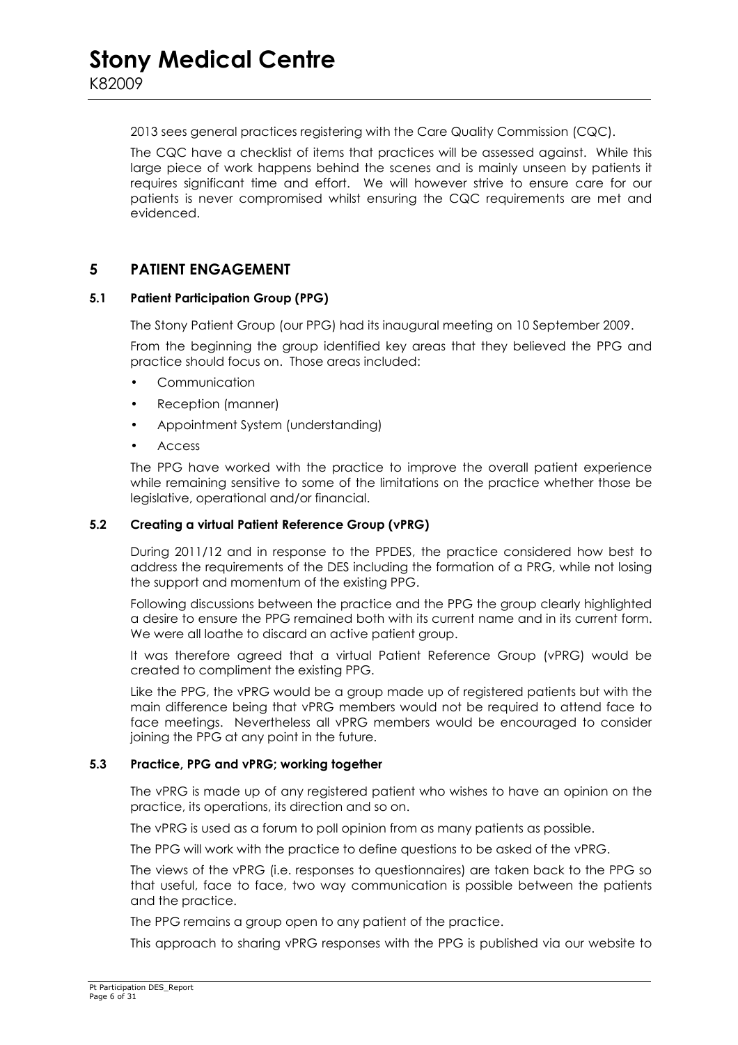2013 sees general practices registering with the Care Quality Commission (CQC).

The CQC have a checklist of items that practices will be assessed against. While this large piece of work happens behind the scenes and is mainly unseen by patients it requires significant time and effort. We will however strive to ensure care for our patients is never compromised whilst ensuring the CQC requirements are met and evidenced.

## 5 PATIENT ENGAGEMENT

### 5.1 Patient Participation Group (PPG)

The Stony Patient Group (our PPG) had its inaugural meeting on 10 September 2009.

From the beginning the group identified key areas that they believed the PPG and practice should focus on. Those areas included:

- Communication
- Reception (manner)
- Appointment System (understanding)
- Access

The PPG have worked with the practice to improve the overall patient experience while remaining sensitive to some of the limitations on the practice whether those be legislative, operational and/or financial.

### 5.2 Creating a virtual Patient Reference Group (vPRG)

During 2011/12 and in response to the PPDES, the practice considered how best to address the requirements of the DES including the formation of a PRG, while not losing the support and momentum of the existing PPG.

Following discussions between the practice and the PPG the group clearly highlighted a desire to ensure the PPG remained both with its current name and in its current form. We were all loathe to discard an active patient group.

It was therefore agreed that a virtual Patient Reference Group (vPRG) would be created to compliment the existing PPG.

Like the PPG, the vPRG would be a group made up of registered patients but with the main difference being that vPRG members would not be required to attend face to face meetings. Nevertheless all vPRG members would be encouraged to consider joining the PPG at any point in the future.

### 5.3 Practice, PPG and vPRG; working together

The vPRG is made up of any registered patient who wishes to have an opinion on the practice, its operations, its direction and so on.

The vPRG is used as a forum to poll opinion from as many patients as possible.

The PPG will work with the practice to define questions to be asked of the vPRG.

The views of the vPRG (i.e. responses to questionnaires) are taken back to the PPG so that useful, face to face, two way communication is possible between the patients and the practice.

The PPG remains a group open to any patient of the practice.

This approach to sharing vPRG responses with the PPG is published via our website to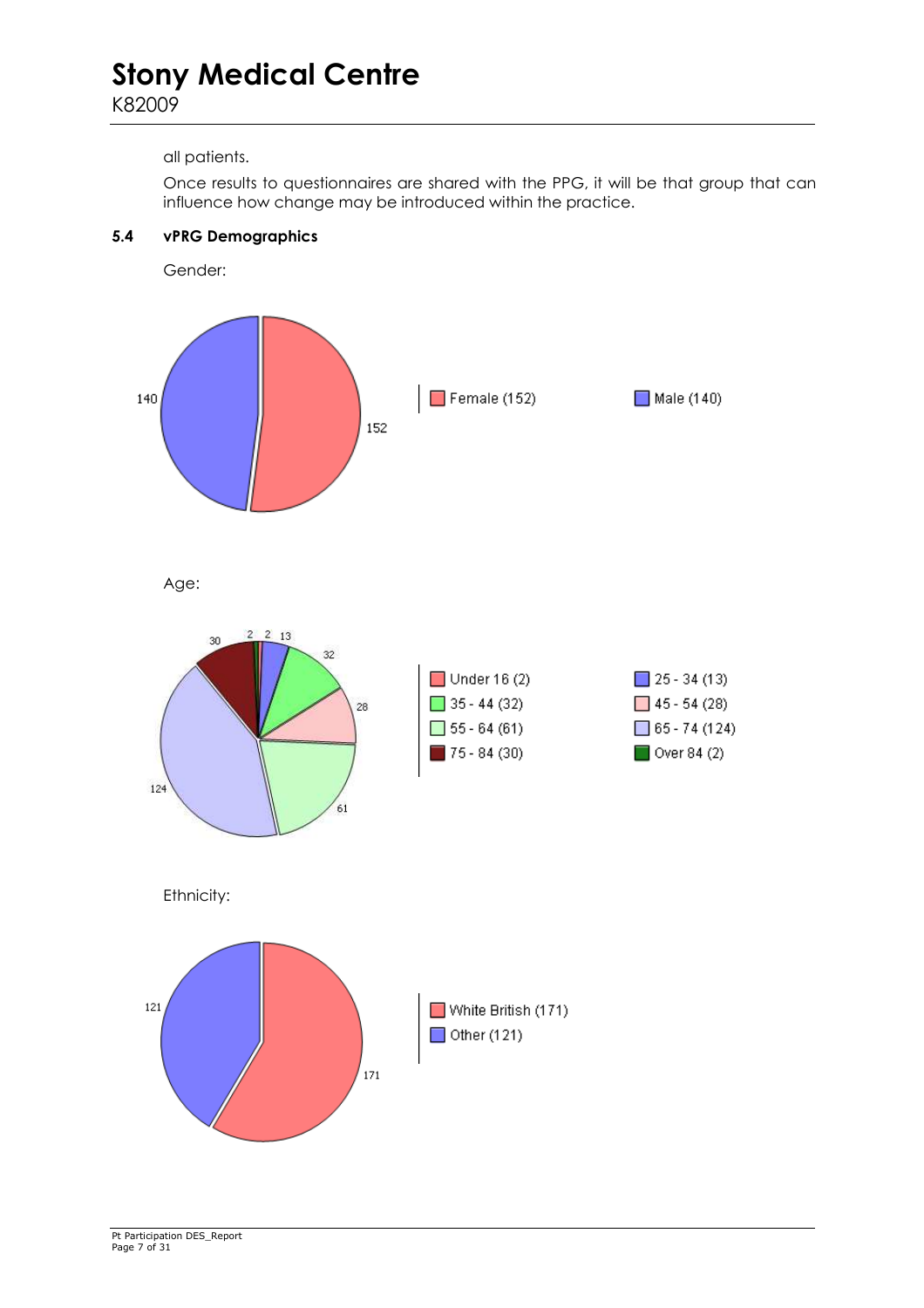all patients.

Once results to questionnaires are shared with the PPG, it will be that group that can influence how change may be introduced within the practice.

### 5.4 vPRG Demographics

Gender:

- Female (152)
- Male (140)

Age:

- Under 16 (2)
- 25 - 34 (13)
- 35 - 44 (32)
- 45 - 54 (28)
- 55 - 64 (61)
- 65 - 74 (124)
- 75 - 84 (30)
- Over 84 (2)

Ethnicity:

- White British (171)
- Other (121)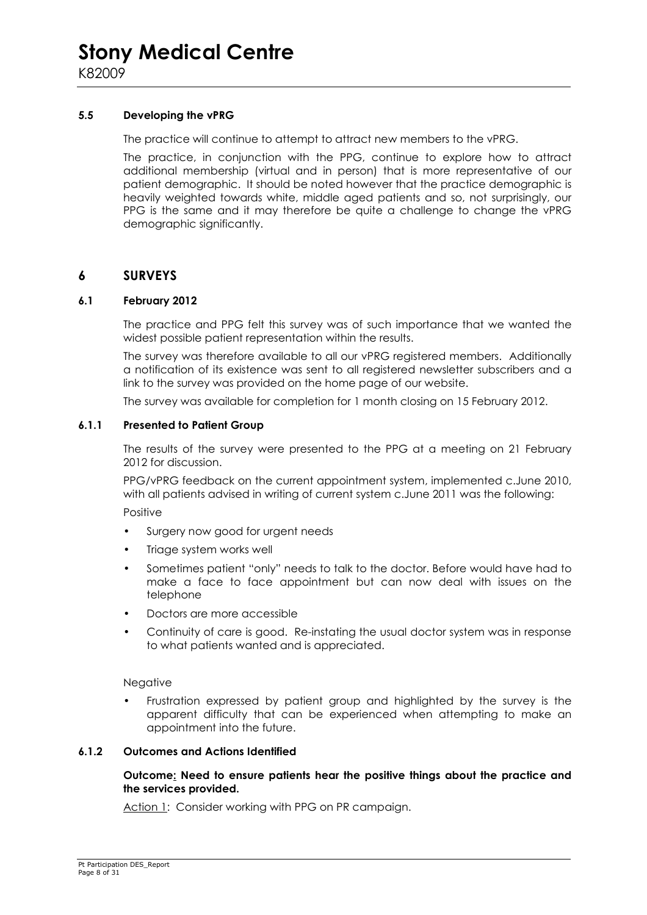### 5.5 Developing the vPRG

The practice will continue to attempt to attract new members to the vPRG.

The practice, in conjunction with the PPG, continue to explore how to attract additional membership (virtual and in person) that is more representative of our patient demographic. It should be noted however that the practice demographic is heavily weighted towards white, middle aged patients and so, not surprisingly, our PPG is the same and it may therefore be quite a challenge to change the vPRG demographic significantly.

## 6 SURVEYS

### 6.1 February 2012

The practice and PPG felt this survey was of such importance that we wanted the widest possible patient representation within the results.

The survey was therefore available to all our vPRG registered members. Additionally a notification of its existence was sent to all registered newsletter subscribers and a link to the survey was provided on the home page of our website.

The survey was available for completion for 1 month closing on 15 February 2012.

#### 6.1.1 Presented to Patient Group

The results of the survey were presented to the PPG at a meeting on 21 February 2012 for discussion.

PPG/vPRG feedback on the current appointment system, implemented c.June 2010, with all patients advised in writing of current system c.June 2011 was the following:

Positive

- Surgery now good for urgent needs
- Triage system works well
- Sometimes patient "only" needs to talk to the doctor. Before would have had to make a face to face appointment but can now deal with issues on the telephone
- Doctors are more accessible
- Continuity of care is good. Re-instating the usual doctor system was in response to what patients wanted and is appreciated.

Negative

- Frustration expressed by patient group and highlighted by the survey is the apparent difficulty that can be experienced when attempting to make an appointment into the future.

#### 6.1.2 Outcomes and Actions Identified

**Outcome: Need to ensure patients hear the positive things about the practice and the services provided.**

Action 1: Consider working with PPG on PR campaign.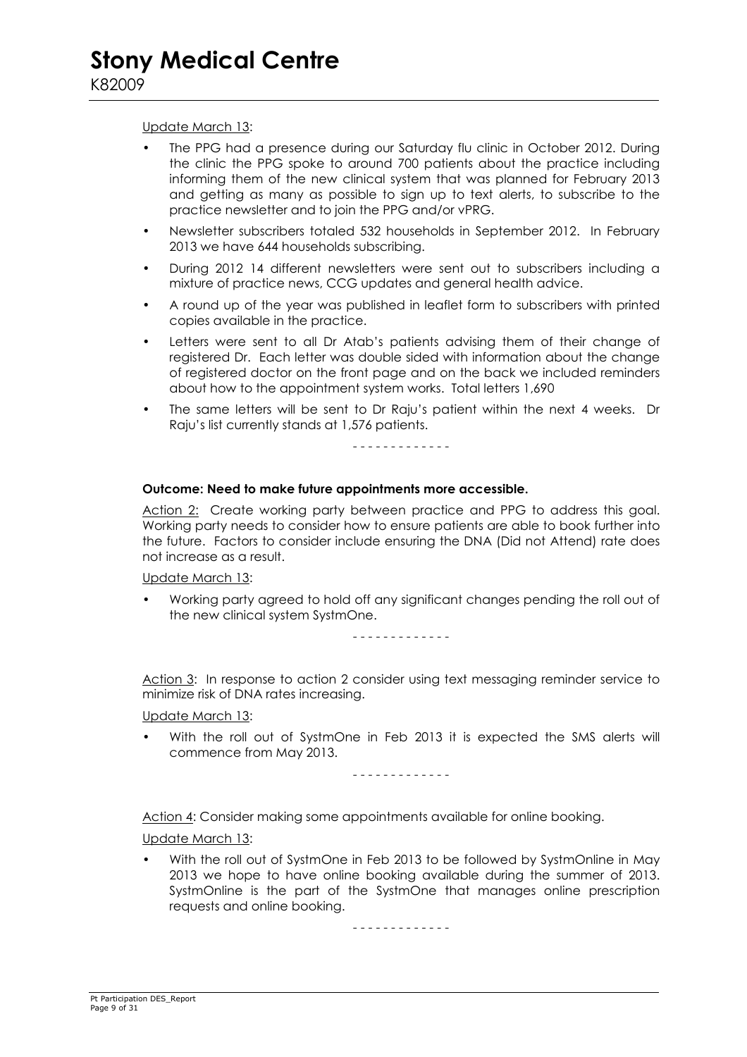Update March 13:

- The PPG had a presence during our Saturday flu clinic in October 2012. During the clinic the PPG spoke to around 700 patients about the practice including informing them of the new clinical system that was planned for February 2013 and getting as many as possible to sign up to text alerts, to subscribe to the practice newsletter and to join the PPG and/or vPRG.
- Newsletter subscribers totaled 532 households in September 2012. In February 2013 we have 644 households subscribing.
- During 2012 14 different newsletters were sent out to subscribers including a mixture of practice news, CCG updates and general health advice.
- A round up of the year was published in leaflet form to subscribers with printed copies available in the practice.
- Letters were sent to all Dr Atab's patients advising them of their change of registered Dr. Each letter was double sided with information about the change of registered doctor on the front page and on the back we included reminders about how to the appointment system works. Total letters 1,690
- The same letters will be sent to Dr Raju's patient within the next 4 weeks. Dr Raju's list currently stands at 1,576 patients.

- - - - - - - - - - - - -

**Outcome: Need to make future appointments more accessible.**

Action 2: Create working party between practice and PPG to address this goal. Working party needs to consider how to ensure patients are able to book further into the future. Factors to consider include ensuring the DNA (Did not Attend) rate does not increase as a result.

Update March 13:

- Working party agreed to hold off any significant changes pending the roll out of the new clinical system SystmOne.

- - - - - - - - - - - - -

Action 3: In response to action 2 consider using text messaging reminder service to minimize risk of DNA rates increasing.

Update March 13:

- With the roll out of SystmOne in Feb 2013 it is expected the SMS alerts will commence from May 2013.

- - - - - - - - - - - - -

Action 4: Consider making some appointments available for online booking.

Update March 13:

- With the roll out of SystmOne in Feb 2013 to be followed by SystmOnline in May 2013 we hope to have online booking available during the summer of 2013. SystmOnline is the part of the SystmOne that manages online prescription requests and online booking.

- - - - - - - - - - - - -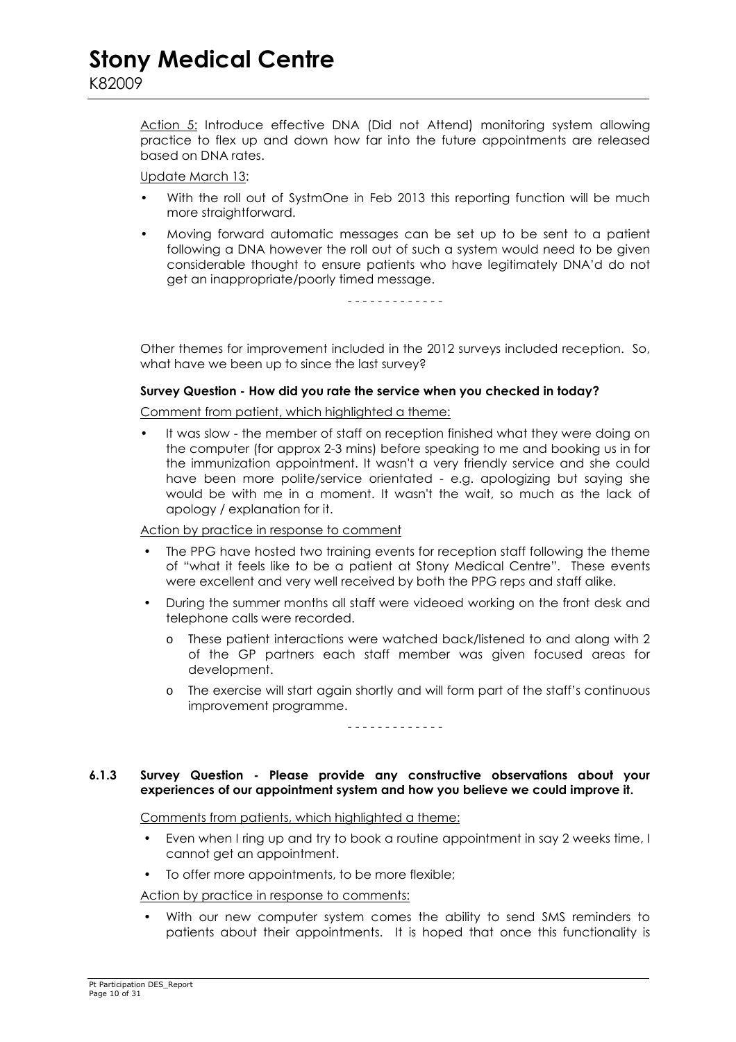Action 5: Introduce effective DNA (Did not Attend) monitoring system allowing practice to flex up and down how far into the future appointments are released based on DNA rates.

Update March 13:

- With the roll out of SystmOne in Feb 2013 this reporting function will be much more straightforward.
- Moving forward automatic messages can be set up to be sent to a patient following a DNA however the roll out of such a system would need to be given considerable thought to ensure patients who have legitimately DNA'd do not get an inappropriate/poorly timed message.

\- - - - - - - - - - - - -

Other themes for improvement included in the 2012 surveys included reception. So, what have we been up to since the last survey?

**Survey Question - How did you rate the service when you checked in today?**

Comment from patient, which highlighted a theme:

- It was slow - the member of staff on reception finished what they were doing on the computer (for approx 2-3 mins) before speaking to me and booking us in for the immunization appointment. It wasn't a very friendly service and she could have been more polite/service orientated - e.g. apologizing but saying she would be with me in a moment. It wasn't the wait, so much as the lack of apology / explanation for it.

Action by practice in response to comment

- The PPG have hosted two training events for reception staff following the theme of "what it feels like to be a patient at Stony Medical Centre". These events were excellent and very well received by both the PPG reps and staff alike.
- During the summer months all staff were videoed working on the front desk and telephone calls were recorded.
    - These patient interactions were watched back/listened to and along with 2 of the GP partners each staff member was given focused areas for development.
    - The exercise will start again shortly and will form part of the staff's continuous improvement programme.

\- - - - - - - - - - - - -

### 6.1.3 Survey Question - Please provide any constructive observations about your experiences of our appointment system and how you believe we could improve it.

Comments from patients, which highlighted a theme:

- Even when I ring up and try to book a routine appointment in say 2 weeks time, I cannot get an appointment.
- To offer more appointments, to be more flexible;

Action by practice in response to comments:

- With our new computer system comes the ability to send SMS reminders to patients about their appointments. It is hoped that once this functionality is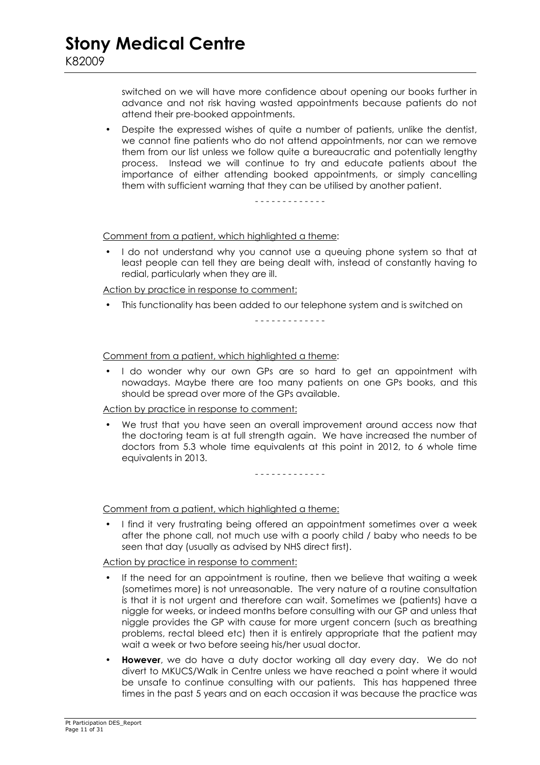switched on we will have more confidence about opening our books further in advance and not risk having wasted appointments because patients do not attend their pre-booked appointments.

- Despite the expressed wishes of quite a number of patients, unlike the dentist, we cannot fine patients who do not attend appointments, nor can we remove them from our list unless we follow quite a bureaucratic and potentially lengthy process. Instead we will continue to try and educate patients about the importance of either attending booked appointments, or simply cancelling them with sufficient warning that they can be utilised by another patient.

- - - - - - - - - - - - -

<u>Comment from a patient, which highlighted a theme</u>:

- I do not understand why you cannot use a queuing phone system so that at least people can tell they are being dealt with, instead of constantly having to redial, particularly when they are ill.

<u>Action by practice in response to comment:</u>

- This functionality has been added to our telephone system and is switched on

- - - - - - - - - - - - -

<u>Comment from a patient, which highlighted a theme</u>:

- I do wonder why our own GPs are so hard to get an appointment with nowadays. Maybe there are too many patients on one GPs books, and this should be spread over more of the GPs available.

<u>Action by practice in response to comment:</u>

- We trust that you have seen an overall improvement around access now that the doctoring team is at full strength again. We have increased the number of doctors from 5.3 whole time equivalents at this point in 2012, to 6 whole time equivalents in 2013.

- - - - - - - - - - - - -

<u>Comment from a patient, which highlighted a theme:</u>

- I find it very frustrating being offered an appointment sometimes over a week after the phone call, not much use with a poorly child / baby who needs to be seen that day (usually as advised by NHS direct first).

<u>Action by practice in response to comment:</u>

- If the need for an appointment is routine, then we believe that waiting a week (sometimes more) is not unreasonable. The very nature of a routine consultation is that it is not urgent and therefore can wait. Sometimes we (patients) have a niggle for weeks, or indeed months before consulting with our GP and unless that niggle provides the GP with cause for more urgent concern (such as breathing problems, rectal bleed etc) then it is entirely appropriate that the patient may wait a week or two before seeing his/her usual doctor.
- **However**, we do have a duty doctor working all day every day. We do not divert to MKUCS/Walk in Centre unless we have reached a point where it would be unsafe to continue consulting with our patients. This has happened three times in the past 5 years and on each occasion it was because the practice was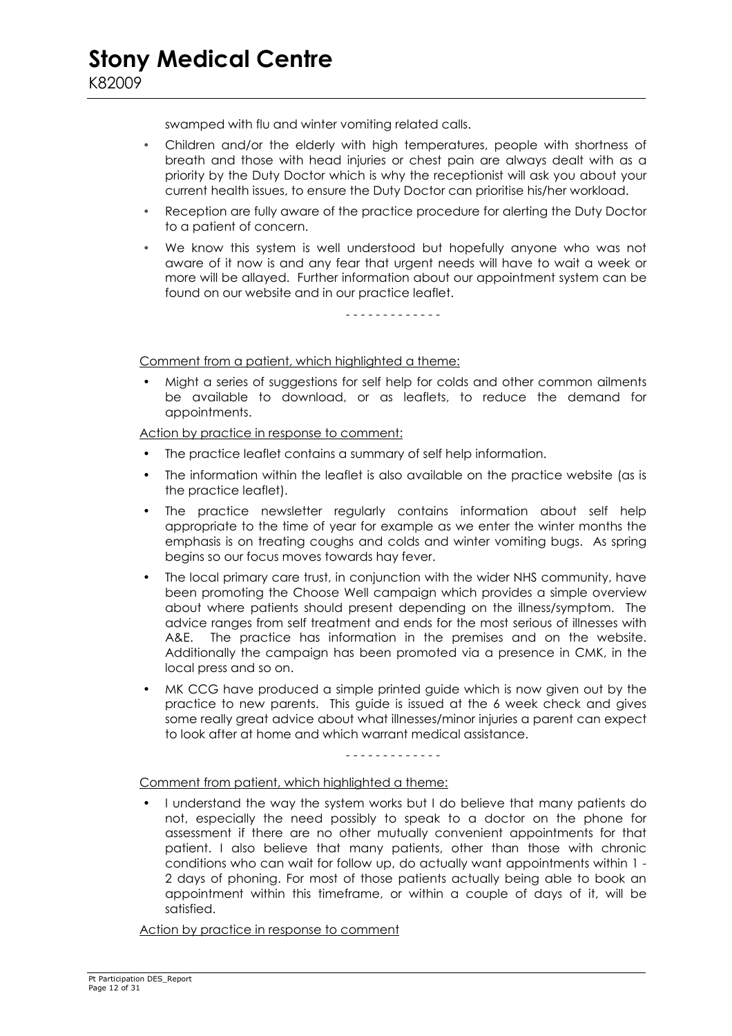swamped with flu and winter vomiting related calls.

- Children and/or the elderly with high temperatures, people with shortness of breath and those with head injuries or chest pain are always dealt with as a priority by the Duty Doctor which is why the receptionist will ask you about your current health issues, to ensure the Duty Doctor can prioritise his/her workload.
- Reception are fully aware of the practice procedure for alerting the Duty Doctor to a patient of concern.
- We know this system is well understood but hopefully anyone who was not aware of it now is and any fear that urgent needs will have to wait a week or more will be allayed. Further information about our appointment system can be found on our website and in our practice leaflet.

\- - - - - - - - - - - - -

Comment from a patient, which highlighted a theme:

- Might a series of suggestions for self help for colds and other common ailments be available to download, or as leaflets, to reduce the demand for appointments.

Action by practice in response to comment:

- The practice leaflet contains a summary of self help information.
- The information within the leaflet is also available on the practice website (as is the practice leaflet).
- The practice newsletter regularly contains information about self help appropriate to the time of year for example as we enter the winter months the emphasis is on treating coughs and colds and winter vomiting bugs. As spring begins so our focus moves towards hay fever.
- The local primary care trust, in conjunction with the wider NHS community, have been promoting the Choose Well campaign which provides a simple overview about where patients should present depending on the illness/symptom. The advice ranges from self treatment and ends for the most serious of illnesses with A&E. The practice has information in the premises and on the website. Additionally the campaign has been promoted via a presence in CMK, in the local press and so on.
- MK CCG have produced a simple printed guide which is now given out by the practice to new parents. This guide is issued at the 6 week check and gives some really great advice about what illnesses/minor injuries a parent can expect to look after at home and which warrant medical assistance.

\- - - - - - - - - - - - -

Comment from patient, which highlighted a theme:

- I understand the way the system works but I do believe that many patients do not, especially the need possibly to speak to a doctor on the phone for assessment if there are no other mutually convenient appointments for that patient. I also believe that many patients, other than those with chronic conditions who can wait for follow up, do actually want appointments within 1 - 2 days of phoning. For most of those patients actually being able to book an appointment within this timeframe, or within a couple of days of it, will be satisfied.

Action by practice in response to comment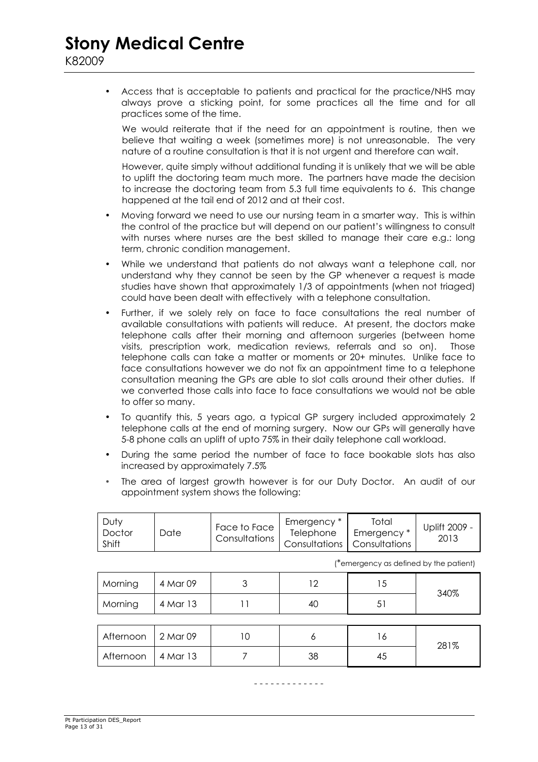- Access that is acceptable to patients and practical for the practice/NHS may always prove a sticking point, for some practices all the time and for all practices some of the time.

  We would reiterate that if the need for an appointment is routine, then we believe that waiting a week (sometimes more) is not unreasonable. The very nature of a routine consultation is that it is not urgent and therefore can wait.

  However, quite simply without additional funding it is unlikely that we will be able to uplift the doctoring team much more. The partners have made the decision to increase the doctoring team from 5.3 full time equivalents to 6. This change happened at the tail end of 2012 and at their cost.

- Moving forward we need to use our nursing team in a smarter way. This is within the control of the practice but will depend on our patient's willingness to consult with nurses where nurses are the best skilled to manage their care e.g.: long term, chronic condition management.

- While we understand that patients do not always want a telephone call, nor understand why they cannot be seen by the GP whenever a request is made studies have shown that approximately 1/3 of appointments (when not triaged) could have been dealt with effectively with a telephone consultation.

- Further, if we solely rely on face to face consultations the real number of available consultations with patients will reduce. At present, the doctors make telephone calls after their morning and afternoon surgeries (between home visits, prescription work, medication reviews, referrals and so on). Those telephone calls can take a matter or moments or 20+ minutes. Unlike face to face consultations however we do not fix an appointment time to a telephone consultation meaning the GPs are able to slot calls around their other duties. If we converted those calls into face to face consultations we would not be able to offer so many.

- To quantify this, 5 years ago, a typical GP surgery included approximately 2 telephone calls at the end of morning surgery. Now our GPs will generally have 5-8 phone calls an uplift of upto 75% in their daily telephone call workload.

- During the same period the number of face to face bookable slots has also increased by approximately 7.5%

- The area of largest growth however is for our Duty Doctor. An audit of our appointment system shows the following:

| Duty Doctor Shift | Date | Face to Face Consultations | Emergency * Telephone Consultations | Total Emergency * Consultations | Uplift 2009 - 2013 |
|---|---|---|---|---|---|
| Morning | 4 Mar 09 | 3 | 12 | 15 | 340% |
| Morning | 4 Mar 13 | 11 | 40 | 51 | |
| Afternoon | 2 Mar 09 | 10 | 6 | 16 | 281% |
| Afternoon | 4 Mar 13 | 7 | 38 | 45 | |

(*emergency as defined by the patient)

\- - - - - - - - - - - - -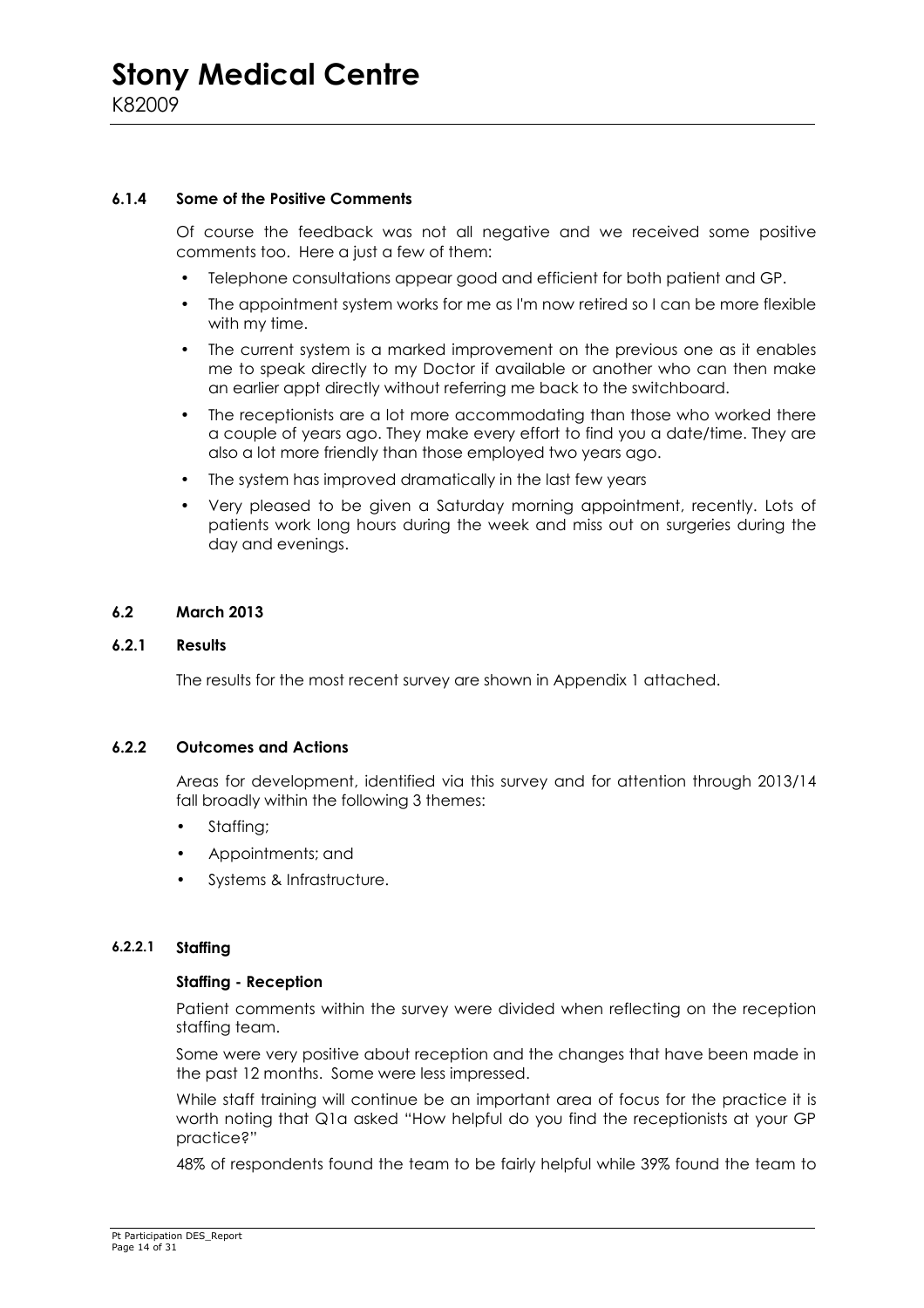#### 6.1.4 Some of the Positive Comments

Of course the feedback was not all negative and we received some positive comments too. Here a just a few of them:

- Telephone consultations appear good and efficient for both patient and GP.
- The appointment system works for me as I'm now retired so I can be more flexible with my time.
- The current system is a marked improvement on the previous one as it enables me to speak directly to my Doctor if available or another who can then make an earlier appt directly without referring me back to the switchboard.
- The receptionists are a lot more accommodating than those who worked there a couple of years ago. They make every effort to find you a date/time. They are also a lot more friendly than those employed two years ago.
- The system has improved dramatically in the last few years
- Very pleased to be given a Saturday morning appointment, recently. Lots of patients work long hours during the week and miss out on surgeries during the day and evenings.

### 6.2 March 2013

#### 6.2.1 Results

The results for the most recent survey are shown in Appendix 1 attached.

#### 6.2.2 Outcomes and Actions

Areas for development, identified via this survey and for attention through 2013/14 fall broadly within the following 3 themes:

- Staffing;
- Appointments; and
- Systems & Infrastructure.

##### 6.2.2.1 Staffing

**Staffing - Reception**

Patient comments within the survey were divided when reflecting on the reception staffing team.

Some were very positive about reception and the changes that have been made in the past 12 months. Some were less impressed.

While staff training will continue be an important area of focus for the practice it is worth noting that Q1a asked "How helpful do you find the receptionists at your GP practice?"

48% of respondents found the team to be fairly helpful while 39% found the team to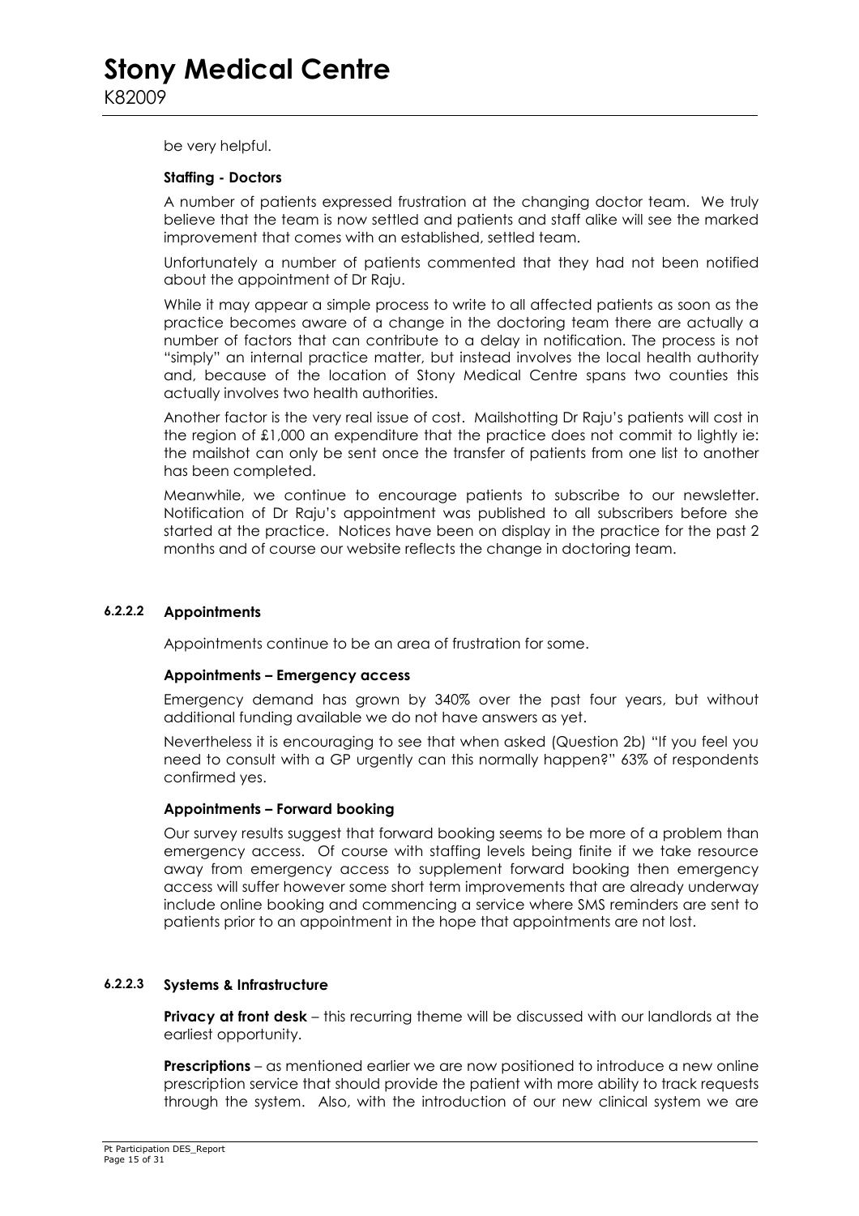be very helpful.

**Staffing - Doctors**

A number of patients expressed frustration at the changing doctor team. We truly believe that the team is now settled and patients and staff alike will see the marked improvement that comes with an established, settled team.

Unfortunately a number of patients commented that they had not been notified about the appointment of Dr Raju.

While it may appear a simple process to write to all affected patients as soon as the practice becomes aware of a change in the doctoring team there are actually a number of factors that can contribute to a delay in notification. The process is not "simply" an internal practice matter, but instead involves the local health authority and, because of the location of Stony Medical Centre spans two counties this actually involves two health authorities.

Another factor is the very real issue of cost. Mailshotting Dr Raju's patients will cost in the region of £1,000 an expenditure that the practice does not commit to lightly ie: the mailshot can only be sent once the transfer of patients from one list to another has been completed.

Meanwhile, we continue to encourage patients to subscribe to our newsletter. Notification of Dr Raju's appointment was published to all subscribers before she started at the practice. Notices have been on display in the practice for the past 2 months and of course our website reflects the change in doctoring team.

#### 6.2.2.2 Appointments

Appointments continue to be an area of frustration for some.

**Appointments – Emergency access**

Emergency demand has grown by 340% over the past four years, but without additional funding available we do not have answers as yet.

Nevertheless it is encouraging to see that when asked (Question 2b) "If you feel you need to consult with a GP urgently can this normally happen?" 63% of respondents confirmed yes.

**Appointments – Forward booking**

Our survey results suggest that forward booking seems to be more of a problem than emergency access. Of course with staffing levels being finite if we take resource away from emergency access to supplement forward booking then emergency access will suffer however some short term improvements that are already underway include online booking and commencing a service where SMS reminders are sent to patients prior to an appointment in the hope that appointments are not lost.

#### 6.2.2.3 Systems & Infrastructure

**Privacy at front desk** – this recurring theme will be discussed with our landlords at the earliest opportunity.

**Prescriptions** – as mentioned earlier we are now positioned to introduce a new online prescription service that should provide the patient with more ability to track requests through the system. Also, with the introduction of our new clinical system we are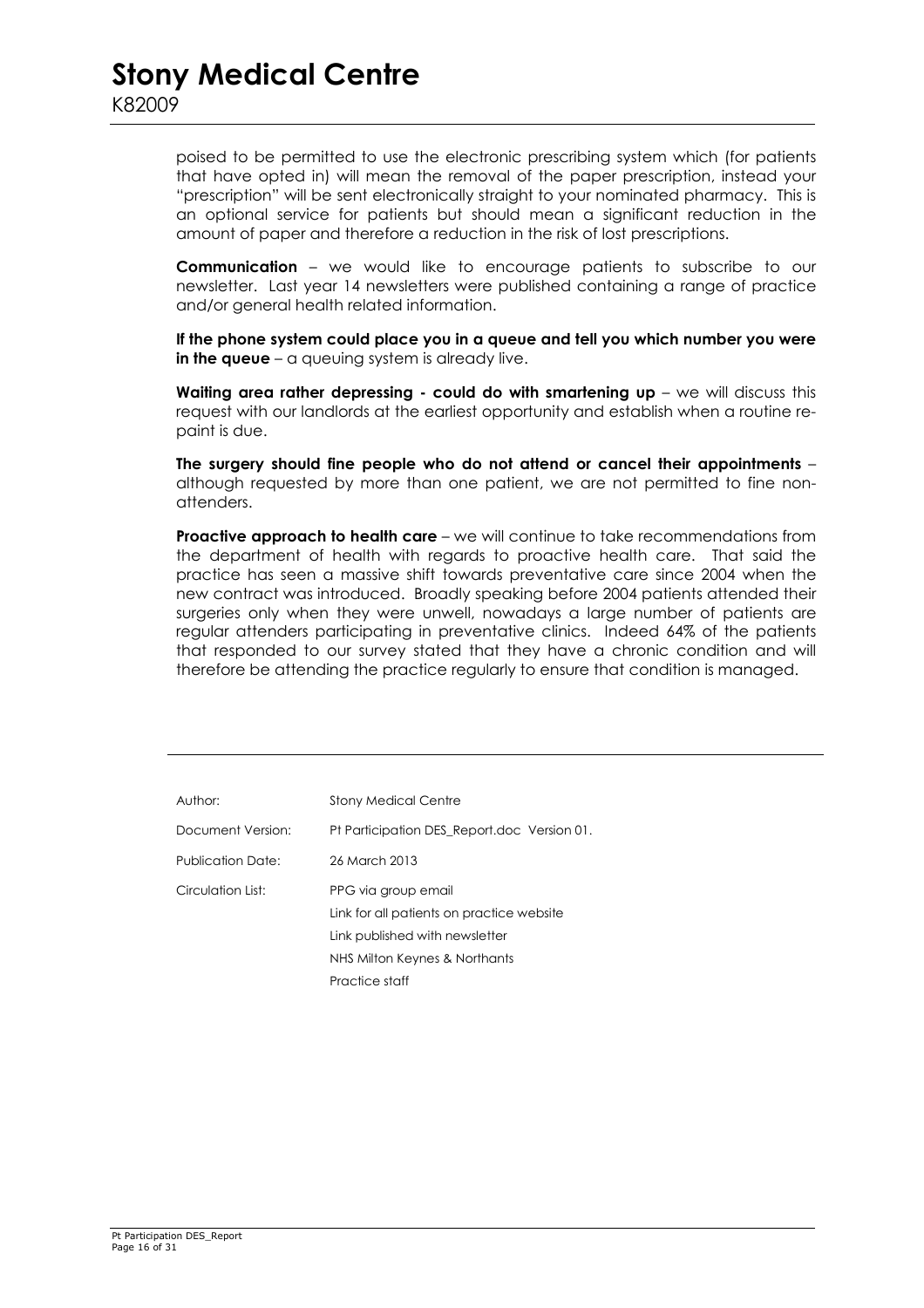poised to be permitted to use the electronic prescribing system which (for patients that have opted in) will mean the removal of the paper prescription, instead your "prescription" will be sent electronically straight to your nominated pharmacy. This is an optional service for patients but should mean a significant reduction in the amount of paper and therefore a reduction in the risk of lost prescriptions.

**Communication** – we would like to encourage patients to subscribe to our newsletter. Last year 14 newsletters were published containing a range of practice and/or general health related information.

**If the phone system could place you in a queue and tell you which number you were in the queue** – a queuing system is already live.

**Waiting area rather depressing - could do with smartening up** – we will discuss this request with our landlords at the earliest opportunity and establish when a routine re-paint is due.

**The surgery should fine people who do not attend or cancel their appointments** – although requested by more than one patient, we are not permitted to fine non-attenders.

**Proactive approach to health care** – we will continue to take recommendations from the department of health with regards to proactive health care. That said the practice has seen a massive shift towards preventative care since 2004 when the new contract was introduced. Broadly speaking before 2004 patients attended their surgeries only when they were unwell, nowadays a large number of patients are regular attenders participating in preventative clinics. Indeed 64% of the patients that responded to our survey stated that they have a chronic condition and will therefore be attending the practice regularly to ensure that condition is managed.

---

| | |
|---|---|
| Author: | Stony Medical Centre |
| Document Version: | Pt Participation DES_Report.doc Version 01. |
| Publication Date: | 26 March 2013 |
| Circulation List: | PPG via group email<br>Link for all patients on practice website<br>Link published with newsletter<br>NHS Milton Keynes & Northants<br>Practice staff |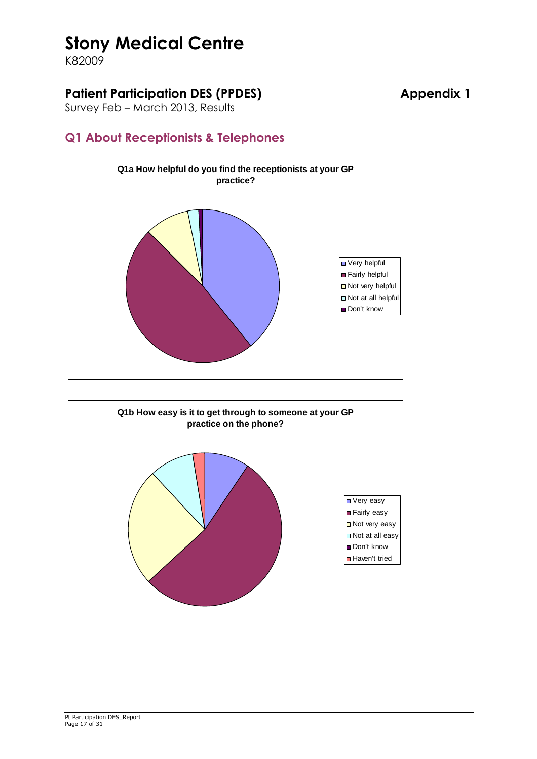# Stony Medical Centre

K82009

## Patient Participation DES (PPDES) Appendix 1

Survey Feb – March 2013, Results

### Q1 About Receptionists & Telephones

**Q1a How helpful do you find the receptionists at your GP practice?**

- Very helpful
- Fairly helpful
- Not very helpful
- Not at all helpful
- Don't know

**Q1b How easy is it to get through to someone at your GP practice on the phone?**

- Very easy
- Fairly easy
- Not very easy
- Not at all easy
- Don't know
- Haven't tried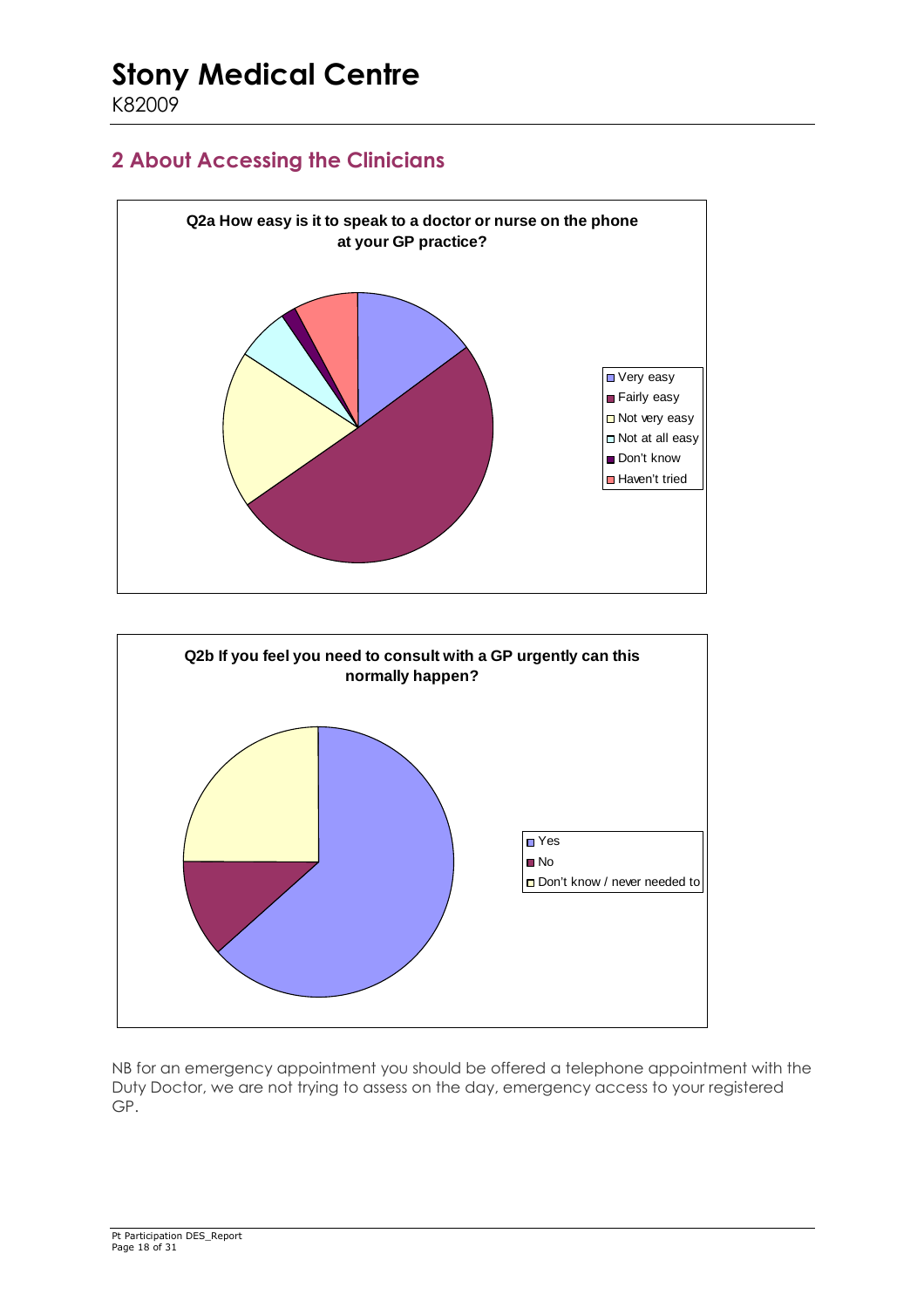# Stony Medical Centre

K82009

## 2 About Accessing the Clinicians

**Q2a How easy is it to speak to a doctor or nurse on the phone at your GP practice?**

- Very easy
- Fairly easy
- Not very easy
- Not at all easy
- Don't know
- Haven't tried

**Q2b If you feel you need to consult with a GP urgently can this normally happen?**

- Yes
- No
- Don't know / never needed to

NB for an emergency appointment you should be offered a telephone appointment with the Duty Doctor, we are not trying to assess on the day, emergency access to your registered GP.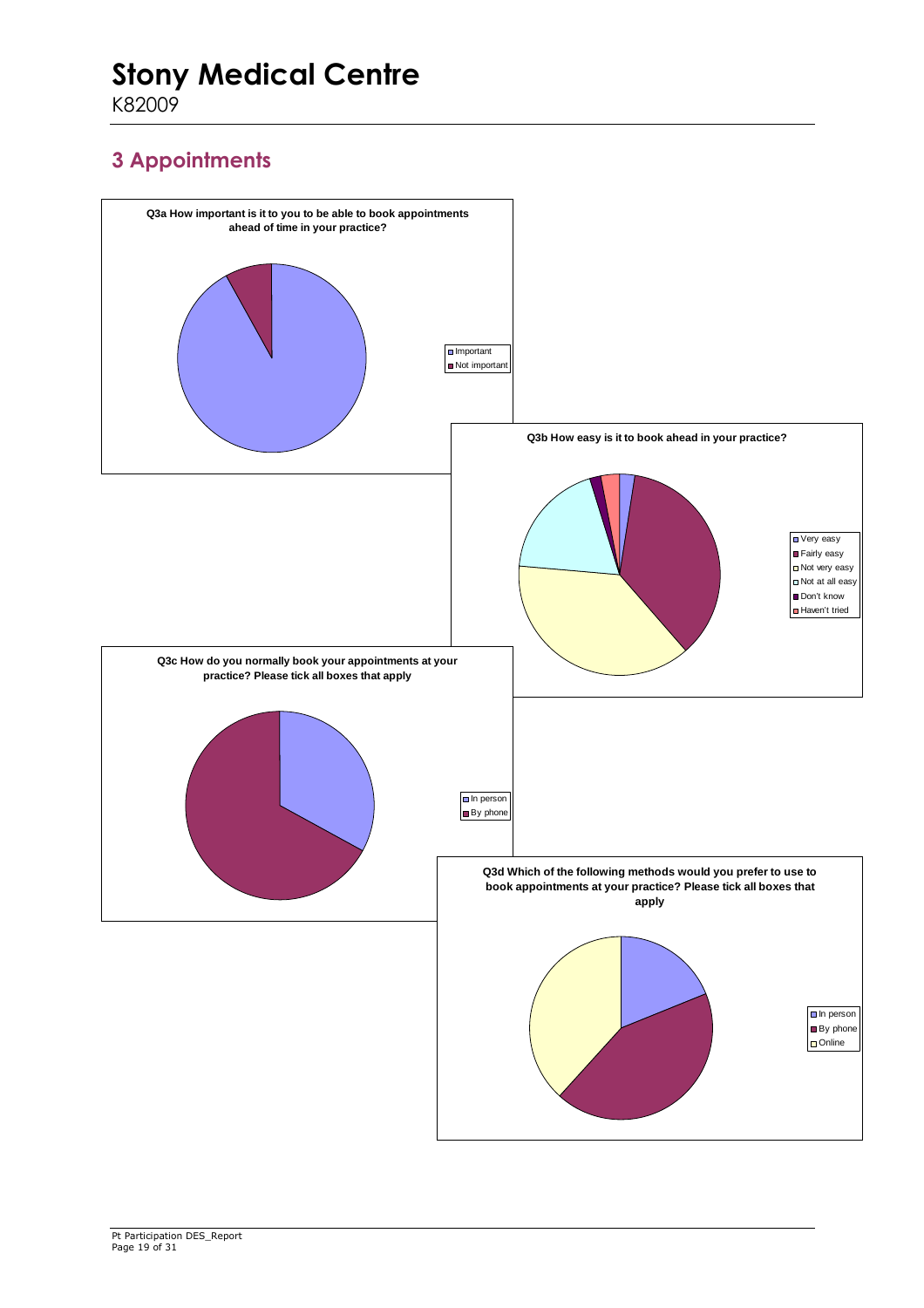# Stony Medical Centre

K82009

## 3 Appointments

**Q3a How important is it to you to be able to book appointments ahead of time in your practice?**

- Important
- Not important

**Q3b How easy is it to book ahead in your practice?**

- Very easy
- Fairly easy
- Not very easy
- Not at all easy
- Don't know
- Haven't tried

**Q3c How do you normally book your appointments at your practice? Please tick all boxes that apply**

- In person
- By phone

**Q3d Which of the following methods would you prefer to use to book appointments at your practice? Please tick all boxes that apply**

- In person
- By phone
- Online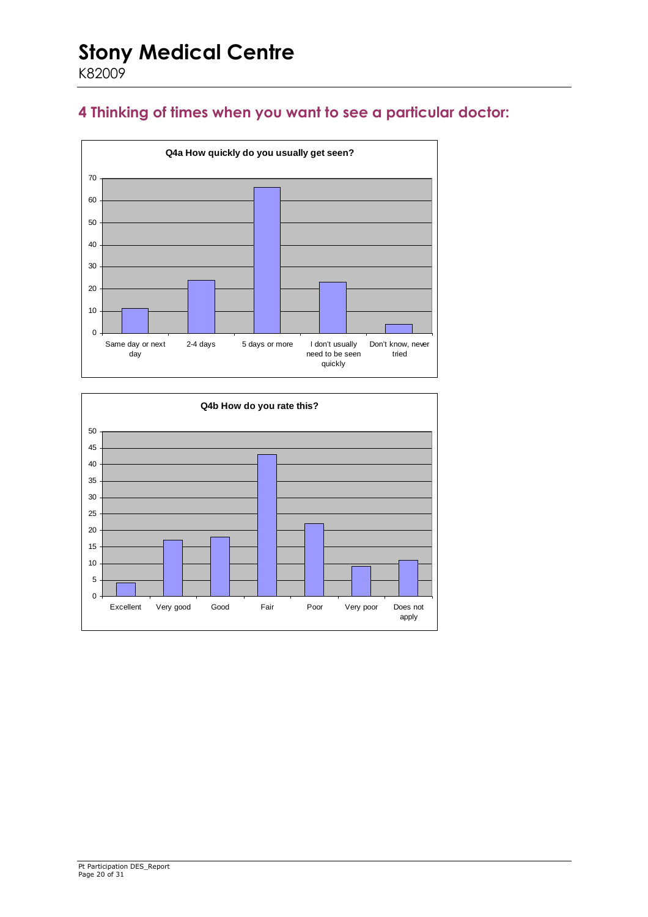# Stony Medical Centre

K82009

## 4 Thinking of times when you want to see a particular doctor:

**Q4a How quickly do you usually get seen?**

| Response | Count |
|---|---|
| Same day or next day | 11 |
| 2-4 days | 24 |
| 5 days or more | 66 |
| I don't usually need to be seen quickly | 23 |
| Don't know, never tried | 4 |

**Q4b How do you rate this?**

| Response | Count |
|---|---|
| Excellent | 4 |
| Very good | 17 |
| Good | 18 |
| Fair | 43 |
| Poor | 22 |
| Very poor | 9 |
| Does not apply | 11 |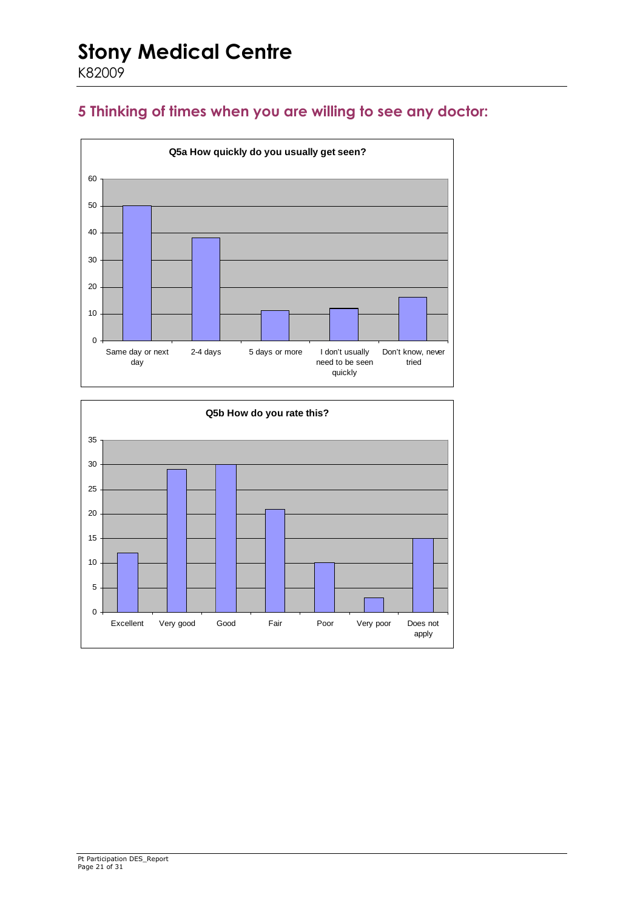# 5 Thinking of times when you are willing to see any doctor:

**Q5a How quickly do you usually get seen?**

| Response | Count |
|---|---|
| Same day or next day | 50 |
| 2-4 days | 38 |
| 5 days or more | 11 |
| I don't usually need to be seen quickly | 12 |
| Don't know, never tried | 16 |

**Q5b How do you rate this?**

| Response | Count |
|---|---|
| Excellent | 12 |
| Very good | 29 |
| Good | 30 |
| Fair | 21 |
| Poor | 10 |
| Very poor | 3 |
| Does not apply | 15 |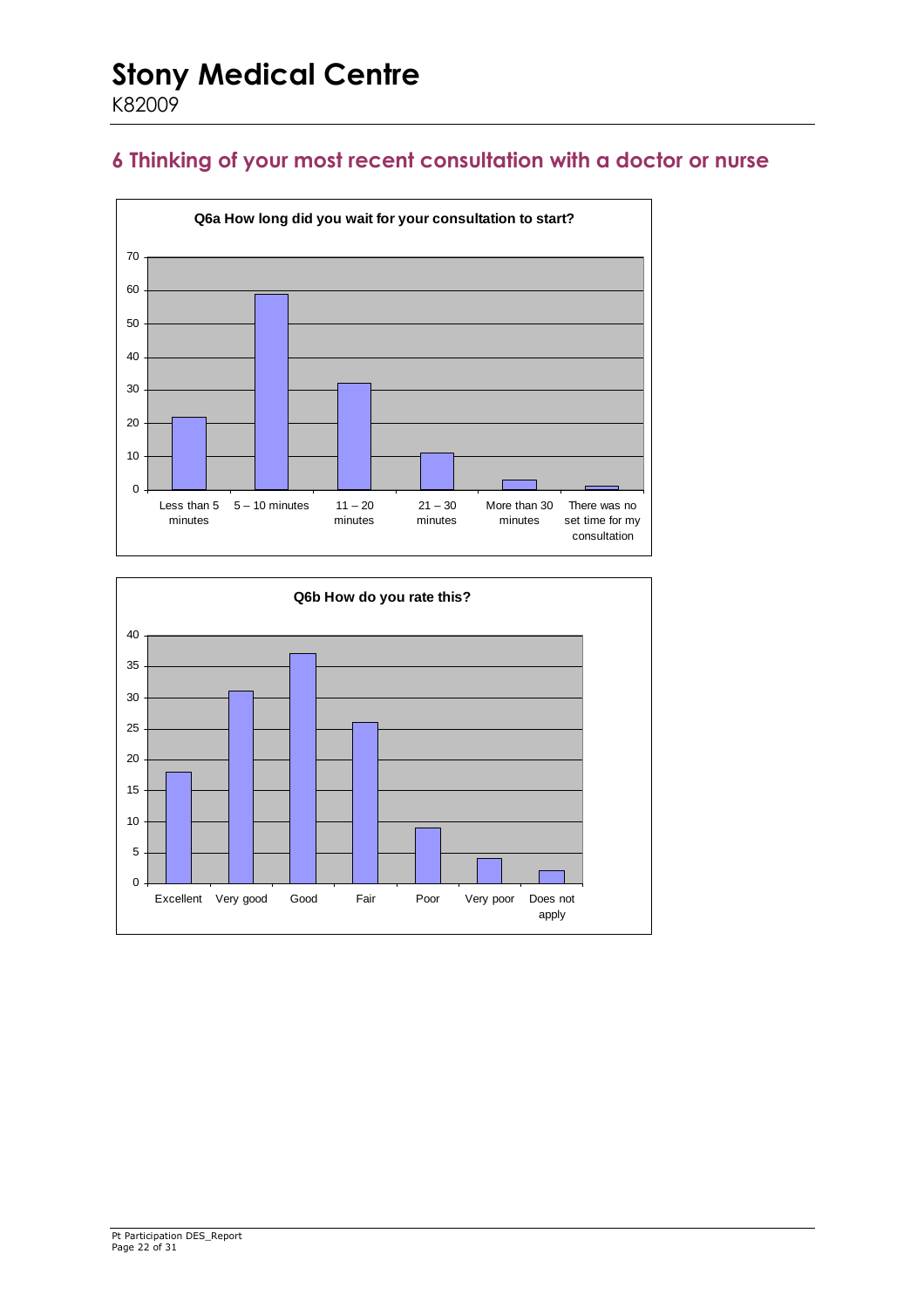# Stony Medical Centre

K82009

## 6 Thinking of your most recent consultation with a doctor or nurse

**Q6a How long did you wait for your consultation to start?**

| Response | Count |
|---|---|
| Less than 5 minutes | 22 |
| 5 – 10 minutes | 59 |
| 11 – 20 minutes | 32 |
| 21 – 30 minutes | 11 |
| More than 30 minutes | 3 |
| There was no set time for my consultation | 1 |

**Q6b How do you rate this?**

| Response | Count |
|---|---|
| Excellent | 18 |
| Very good | 31 |
| Good | 37 |
| Fair | 26 |
| Poor | 9 |
| Very poor | 4 |
| Does not apply | 2 |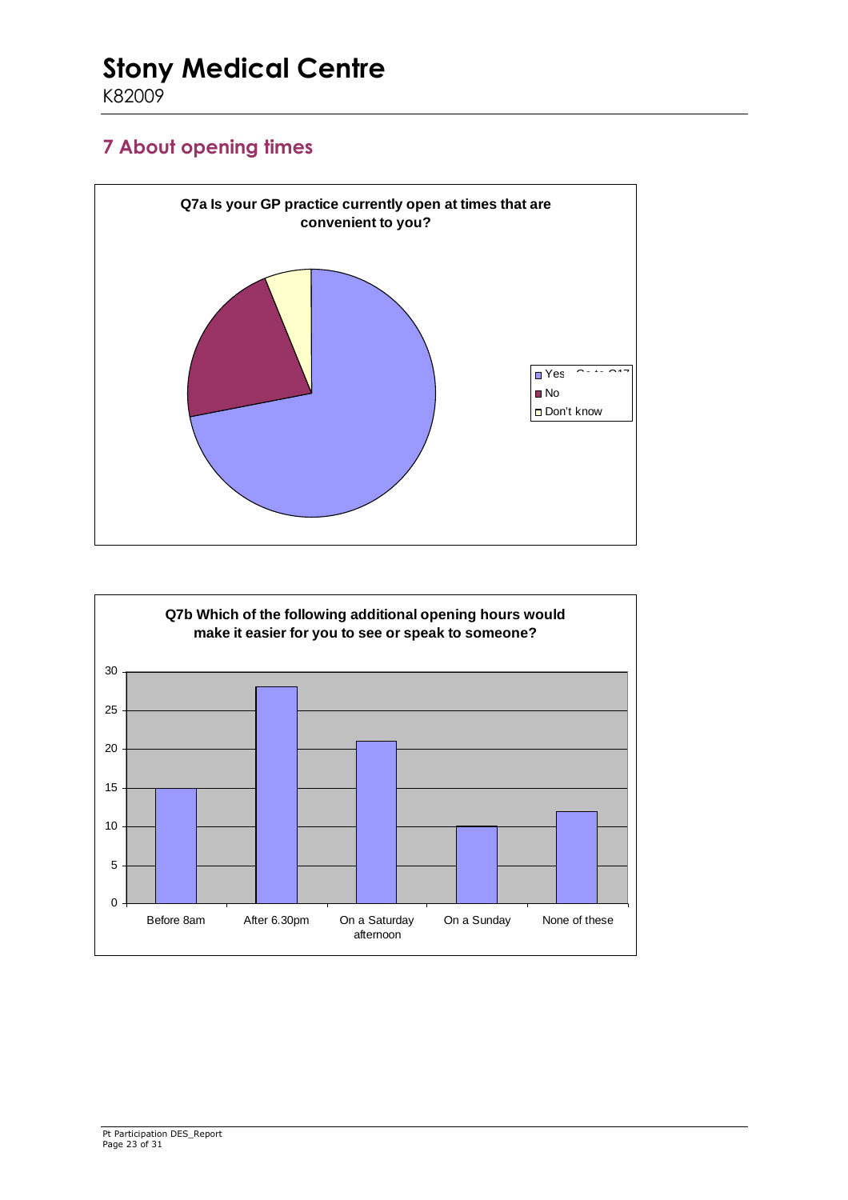# Stony Medical Centre

K82009

## 7 About opening times

**Q7a Is your GP practice currently open at times that are convenient to you?**

- Yes
- No
- Don't know

**Q7b Which of the following additional opening hours would make it easier for you to see or speak to someone?**

| Option | Responses |
|---|---|
| Before 8am | 15 |
| After 6.30pm | 28 |
| On a Saturday afternoon | 21 |
| On a Sunday | 10 |
| None of these | 12 |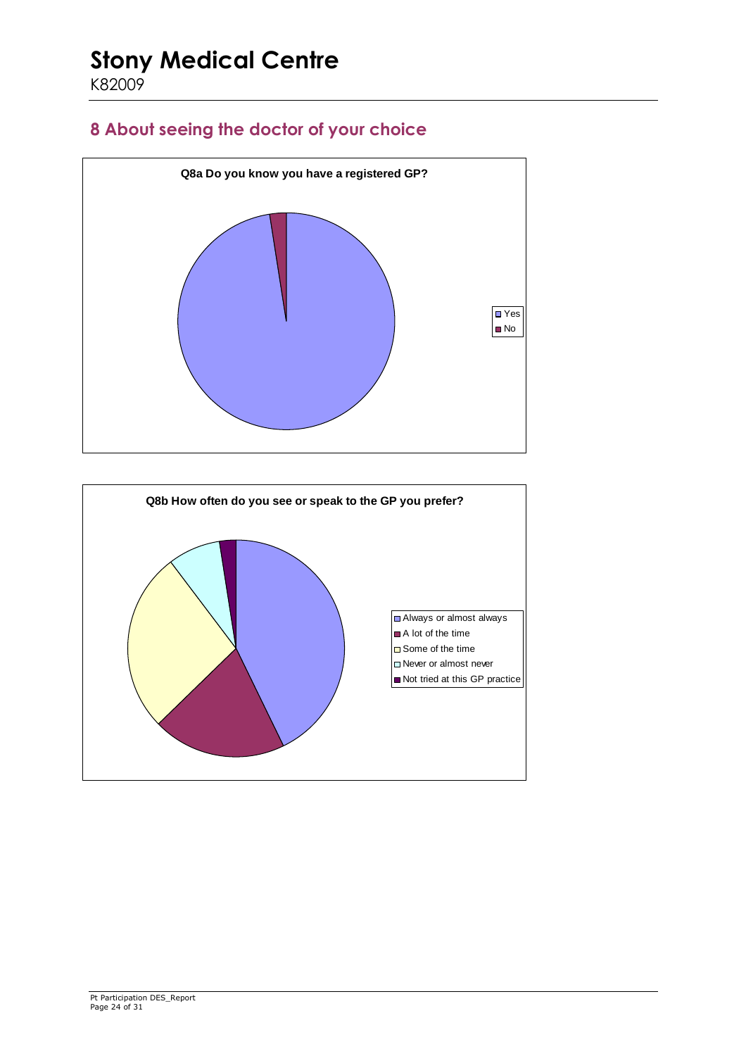# Stony Medical Centre

K82009

## 8 About seeing the doctor of your choice

**Q8a Do you know you have a registered GP?**

- Yes
- No

**Q8b How often do you see or speak to the GP you prefer?**

- Always or almost always
- A lot of the time
- Some of the time
- Never or almost never
- Not tried at this GP practice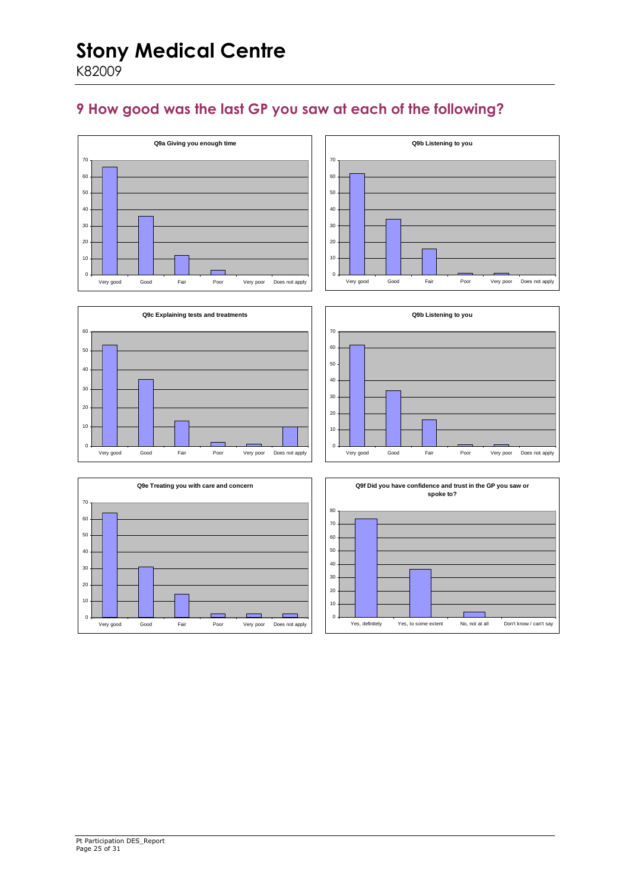# Stony Medical Centre

K82009

## 9 How good was the last GP you saw at each of the following?

**Q9a Giving you enough time**

**Q9b Listening to you**

**Q9c Explaining tests and treatments**

**Q9b Listening to you**

**Q9e Treating you with care and concern**

**Q9f Did you have confidence and trust in the GP you saw or spoke to?**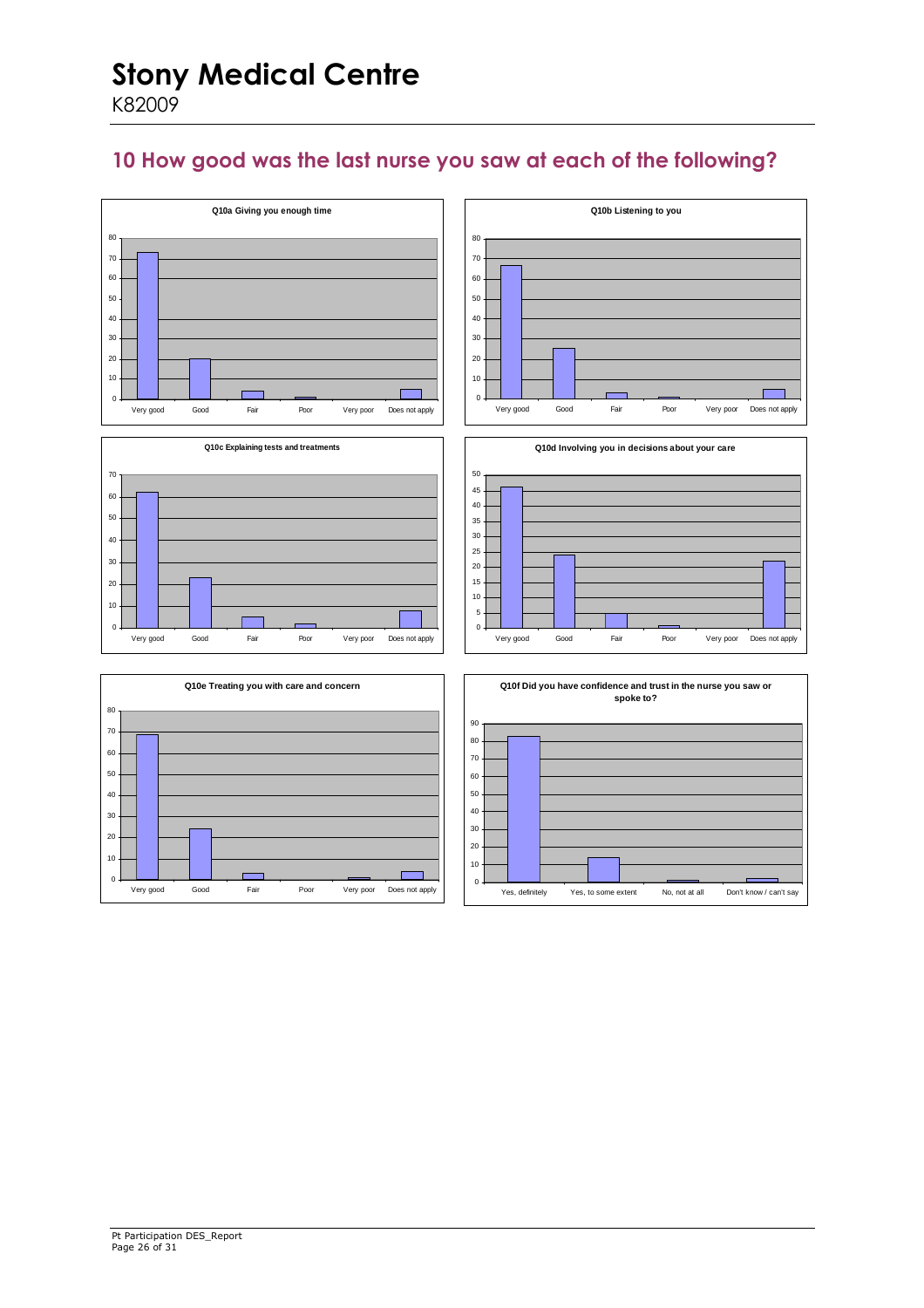# Stony Medical Centre

K82009

## 10 How good was the last nurse you saw at each of the following?

**Q10a Giving you enough time**

Very good | Good | Fair | Poor | Very poor | Does not apply

**Q10b Listening to you**

Very good | Good | Fair | Poor | Very poor | Does not apply

**Q10c Explaining tests and treatments**

Very good | Good | Fair | Poor | Very poor | Does not apply

**Q10d Involving you in decisions about your care**

Very good | Good | Fair | Poor | Very poor | Does not apply

**Q10e Treating you with care and concern**

Very good | Good | Fair | Poor | Very poor | Does not apply

**Q10f Did you have confidence and trust in the nurse you saw or spoke to?**

Yes, definitely | Yes, to some extent | No, not at all | Don't know / can't say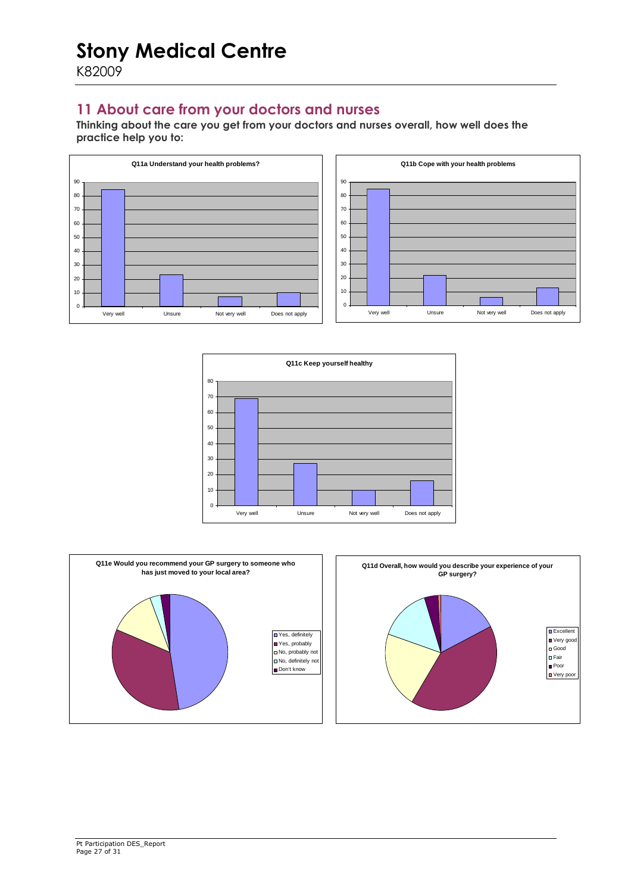# Stony Medical Centre

K82009

## 11 About care from your doctors and nurses

**Thinking about the care you get from your doctors and nurses overall, how well does the practice help you to:**

**Q11a Understand your health problems?**

**Q11b Cope with your health problems**

**Q11c Keep yourself healthy**

**Q11e Would you recommend your GP surgery to someone who has just moved to your local area?**

**Q11d Overall, how would you describe your experience of your GP surgery?**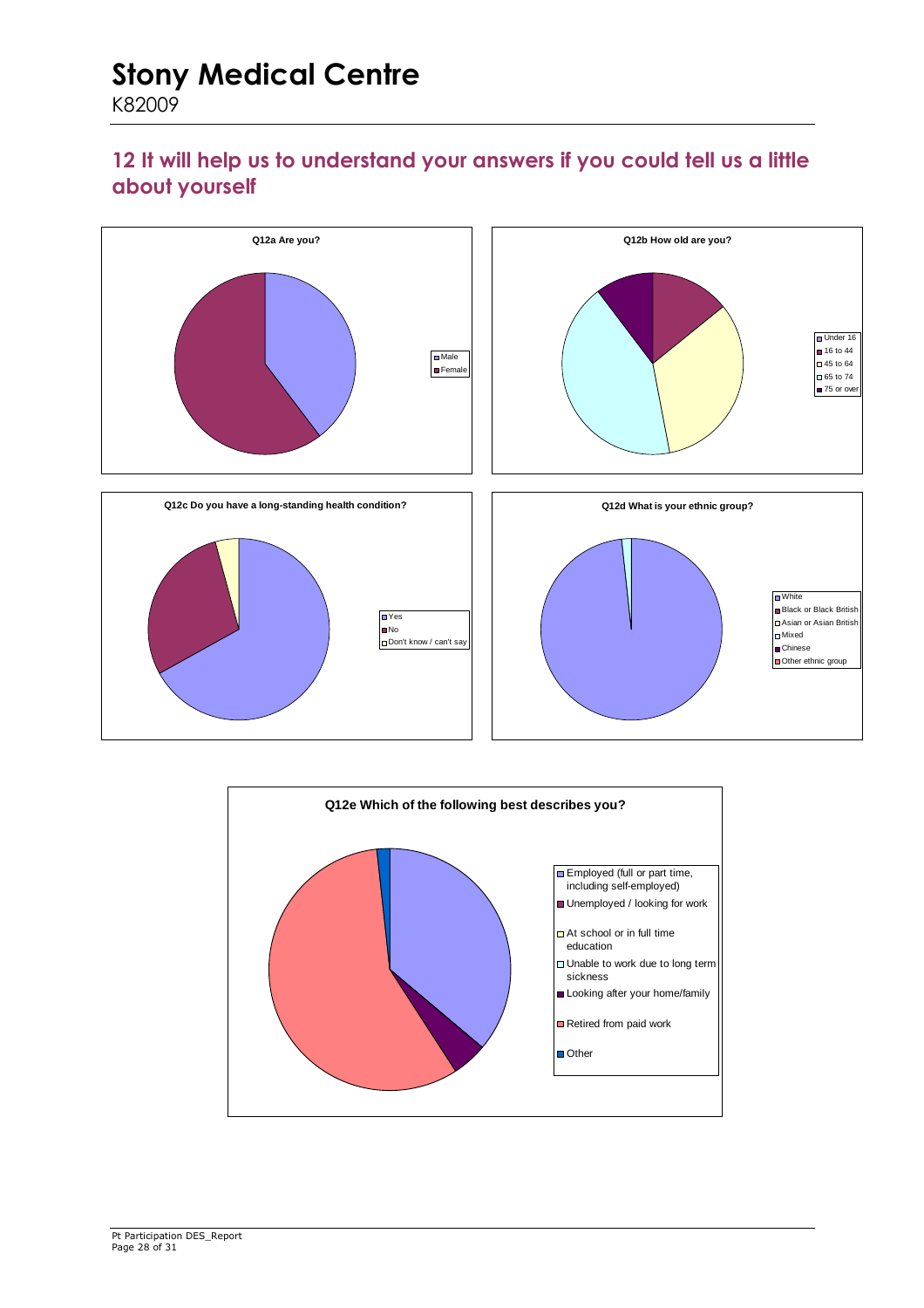# Stony Medical Centre

K82009

## 12 It will help us to understand your answers if you could tell us a little about yourself

**Q12a Are you?**

- Male
- Female

**Q12b How old are you?**

- Under 16
- 16 to 44
- 45 to 64
- 65 to 74
- 75 or over

**Q12c Do you have a long-standing health condition?**

- Yes
- No
- Don't know / can't say

**Q12d What is your ethnic group?**

- White
- Black or Black British
- Asian or Asian British
- Mixed
- Chinese
- Other ethnic group

**Q12e Which of the following best describes you?**

- Employed (full or part time, including self-employed)
- Unemployed / looking for work
- At school or in full time education
- Unable to work due to long term sickness
- Looking after your home/family
- Retired from paid work
- Other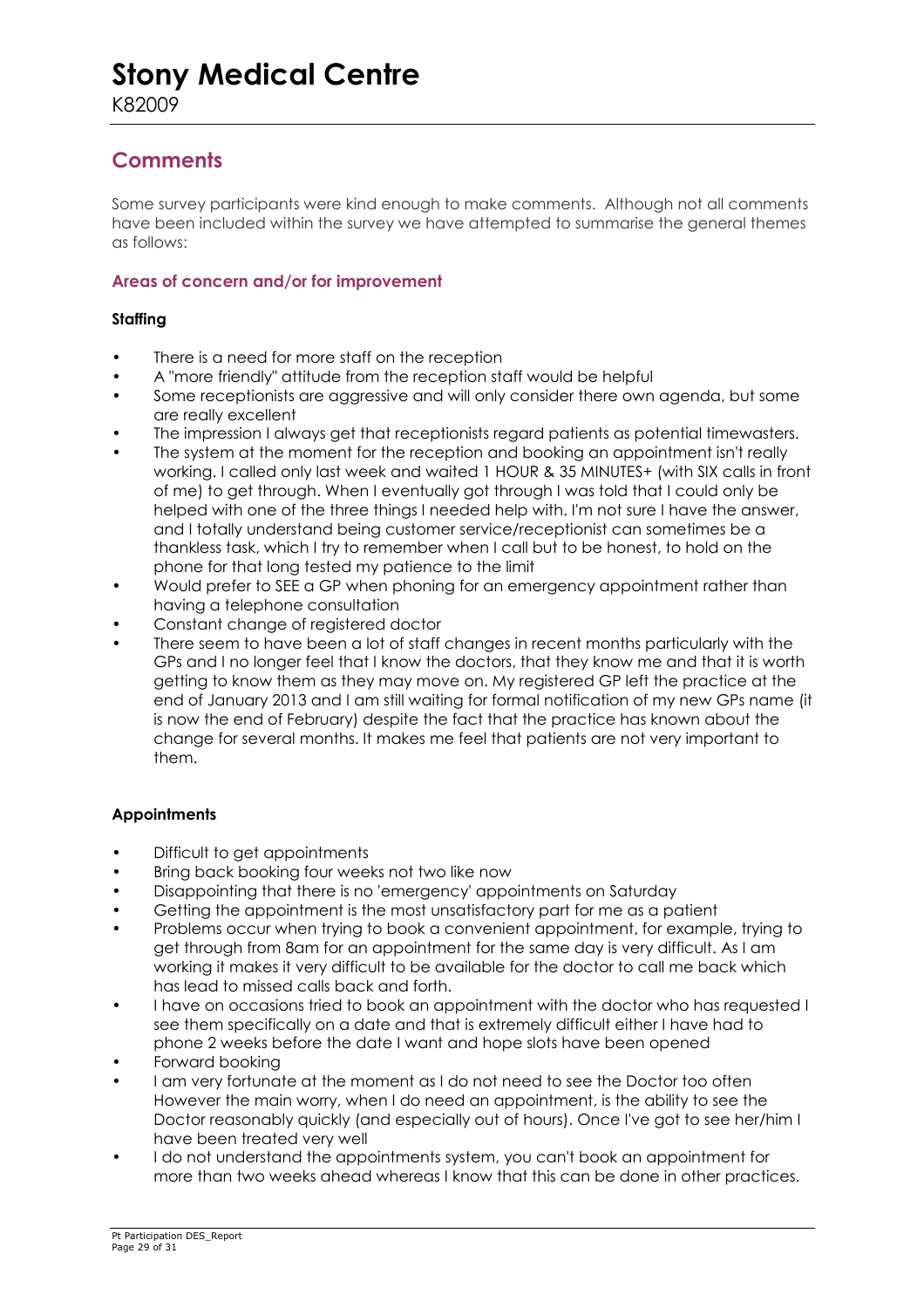# Stony Medical Centre

K82009

## Comments

Some survey participants were kind enough to make comments. Although not all comments have been included within the survey we have attempted to summarise the general themes as follows:

### Areas of concern and/or for improvement

**Staffing**

- There is a need for more staff on the reception
- A "more friendly" attitude from the reception staff would be helpful
- Some receptionists are aggressive and will only consider there own agenda, but some are really excellent
- The impression I always get that receptionists regard patients as potential timewasters.
- The system at the moment for the reception and booking an appointment isn't really working. I called only last week and waited 1 HOUR & 35 MINUTES+ (with SIX calls in front of me) to get through. When I eventually got through I was told that I could only be helped with one of the three things I needed help with. I'm not sure I have the answer, and I totally understand being customer service/receptionist can sometimes be a thankless task, which I try to remember when I call but to be honest, to hold on the phone for that long tested my patience to the limit
- Would prefer to SEE a GP when phoning for an emergency appointment rather than having a telephone consultation
- Constant change of registered doctor
- There seem to have been a lot of staff changes in recent months particularly with the GPs and I no longer feel that I know the doctors, that they know me and that it is worth getting to know them as they may move on. My registered GP left the practice at the end of January 2013 and I am still waiting for formal notification of my new GPs name (it is now the end of February) despite the fact that the practice has known about the change for several months. It makes me feel that patients are not very important to them.

**Appointments**

- Difficult to get appointments
- Bring back booking four weeks not two like now
- Disappointing that there is no 'emergency' appointments on Saturday
- Getting the appointment is the most unsatisfactory part for me as a patient
- Problems occur when trying to book a convenient appointment, for example, trying to get through from 8am for an appointment for the same day is very difficult. As I am working it makes it very difficult to be available for the doctor to call me back which has lead to missed calls back and forth.
- I have on occasions tried to book an appointment with the doctor who has requested I see them specifically on a date and that is extremely difficult either I have had to phone 2 weeks before the date I want and hope slots have been opened
- Forward booking
- I am very fortunate at the moment as I do not need to see the Doctor too often However the main worry, when I do need an appointment, is the ability to see the Doctor reasonably quickly (and especially out of hours). Once I've got to see her/him I have been treated very well
- I do not understand the appointments system, you can't book an appointment for more than two weeks ahead whereas I know that this can be done in other practices.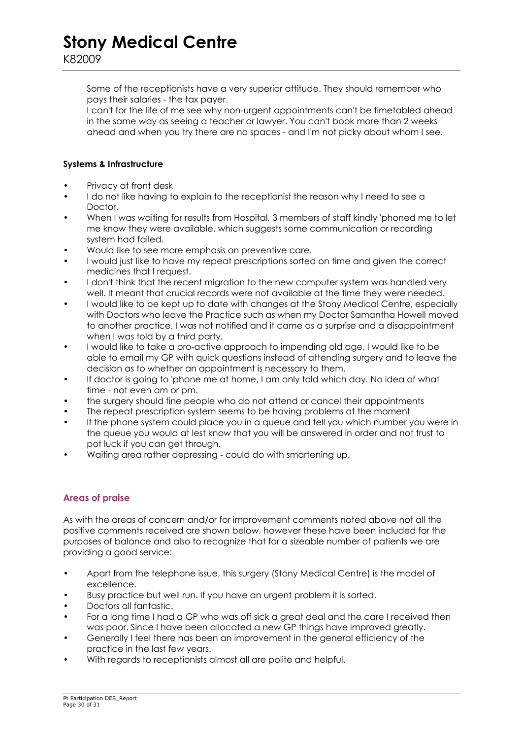Some of the receptionists have a very superior attitude. They should remember who pays their salaries - the tax payer.

I can't for the life of me see why non-urgent appointments can't be timetabled ahead in the same way as seeing a teacher or lawyer. You can't book more than 2 weeks ahead and when you try there are no spaces - and I'm not picky about whom I see.

**Systems & Infrastructure**

- Privacy at front desk
- I do not like having to explain to the receptionist the reason why I need to see a Doctor.
- When I was waiting for results from Hospital, 3 members of staff kindly 'phoned me to let me know they were available, which suggests some communication or recording system had failed.
- Would like to see more emphasis on preventive care.
- I would just like to have my repeat prescriptions sorted on time and given the correct medicines that I request.
- I don't think that the recent migration to the new computer system was handled very well. It meant that crucial records were not available at the time they were needed.
- I would like to be kept up to date with changes at the Stony Medical Centre, especially with Doctors who leave the Practice such as when my Doctor Samantha Howell moved to another practice, I was not notified and it came as a surprise and a disappointment when I was told by a third party.
- I would like to take a pro-active approach to impending old age. I would like to be able to email my GP with quick questions instead of attending surgery and to leave the decision as to whether an appointment is necessary to them.
- If doctor is going to 'phone me at home, I am only told which day. No idea of what time - not even am or pm.
- the surgery should fine people who do not attend or cancel their appointments
- The repeat prescription system seems to be having problems at the moment
- If the phone system could place you in a queue and tell you which number you were in the queue you would at lest know that you will be answered in order and not trust to pot luck if you can get through.
- Waiting area rather depressing - could do with smartening up.

## Areas of praise

As with the areas of concern and/or for improvement comments noted above not all the positive comments received are shown below, however these have been included for the purposes of balance and also to recognize that for a sizeable number of patients we are providing a good service:

- Apart from the telephone issue, this surgery (Stony Medical Centre) is the model of excellence.
- Busy practice but well run. If you have an urgent problem it is sorted.
- Doctors all fantastic.
- For a long time I had a GP who was off sick a great deal and the care I received then was poor. Since I have been allocated a new GP things have improved greatly.
- Generally I feel there has been an improvement in the general efficiency of the practice in the last few years.
- With regards to receptionists almost all are polite and helpful.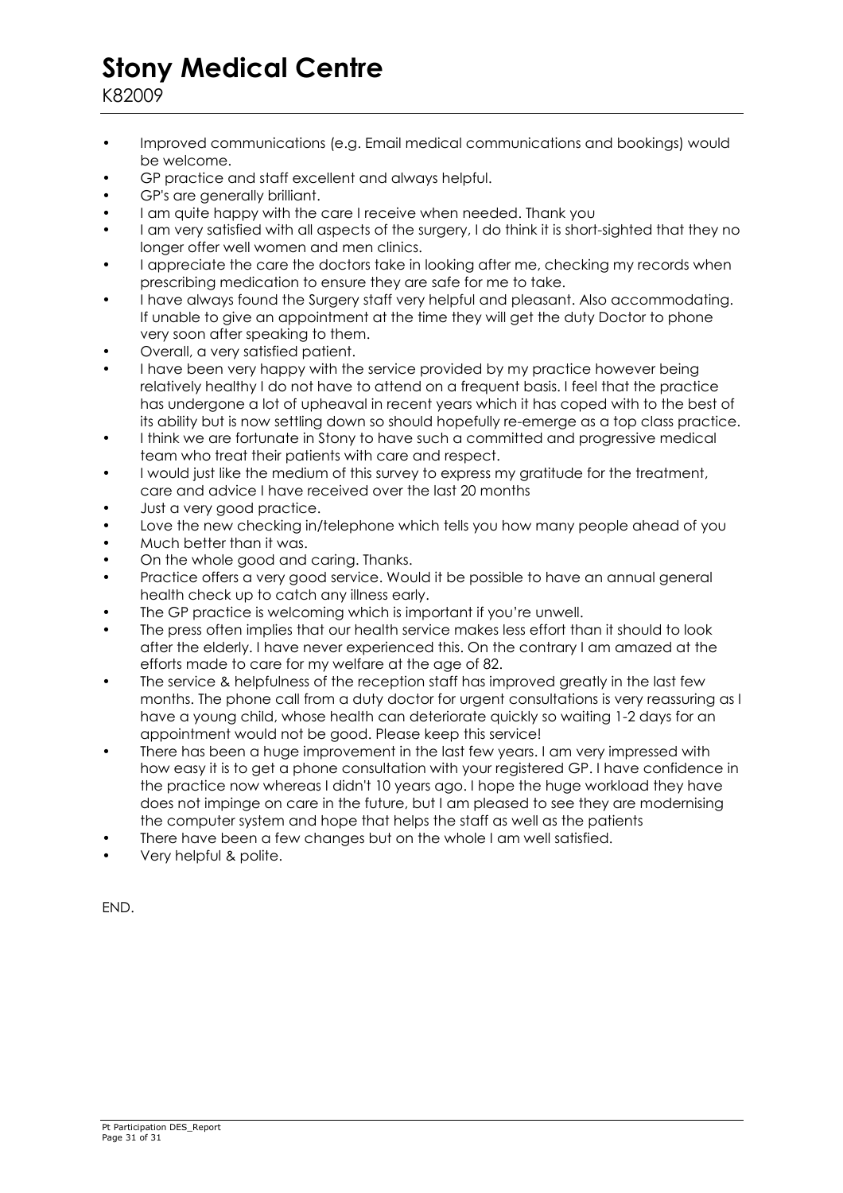# Stony Medical Centre

K82009

- Improved communications (e.g. Email medical communications and bookings) would be welcome.
- GP practice and staff excellent and always helpful.
- GP's are generally brilliant.
- I am quite happy with the care I receive when needed. Thank you
- I am very satisfied with all aspects of the surgery, I do think it is short-sighted that they no longer offer well women and men clinics.
- I appreciate the care the doctors take in looking after me, checking my records when prescribing medication to ensure they are safe for me to take.
- I have always found the Surgery staff very helpful and pleasant. Also accommodating. If unable to give an appointment at the time they will get the duty Doctor to phone very soon after speaking to them.
- Overall, a very satisfied patient.
- I have been very happy with the service provided by my practice however being relatively healthy I do not have to attend on a frequent basis. I feel that the practice has undergone a lot of upheaval in recent years which it has coped with to the best of its ability but is now settling down so should hopefully re-emerge as a top class practice.
- I think we are fortunate in Stony to have such a committed and progressive medical team who treat their patients with care and respect.
- I would just like the medium of this survey to express my gratitude for the treatment, care and advice I have received over the last 20 months
- Just a very good practice.
- Love the new checking in/telephone which tells you how many people ahead of you
- Much better than it was.
- On the whole good and caring. Thanks.
- Practice offers a very good service. Would it be possible to have an annual general health check up to catch any illness early.
- The GP practice is welcoming which is important if you're unwell.
- The press often implies that our health service makes less effort than it should to look after the elderly. I have never experienced this. On the contrary I am amazed at the efforts made to care for my welfare at the age of 82.
- The service & helpfulness of the reception staff has improved greatly in the last few months. The phone call from a duty doctor for urgent consultations is very reassuring as I have a young child, whose health can deteriorate quickly so waiting 1-2 days for an appointment would not be good. Please keep this service!
- There has been a huge improvement in the last few years. I am very impressed with how easy it is to get a phone consultation with your registered GP. I have confidence in the practice now whereas I didn't 10 years ago. I hope the huge workload they have does not impinge on care in the future, but I am pleased to see they are modernising the computer system and hope that helps the staff as well as the patients
- There have been a few changes but on the whole I am well satisfied.
- Very helpful & polite.

END.